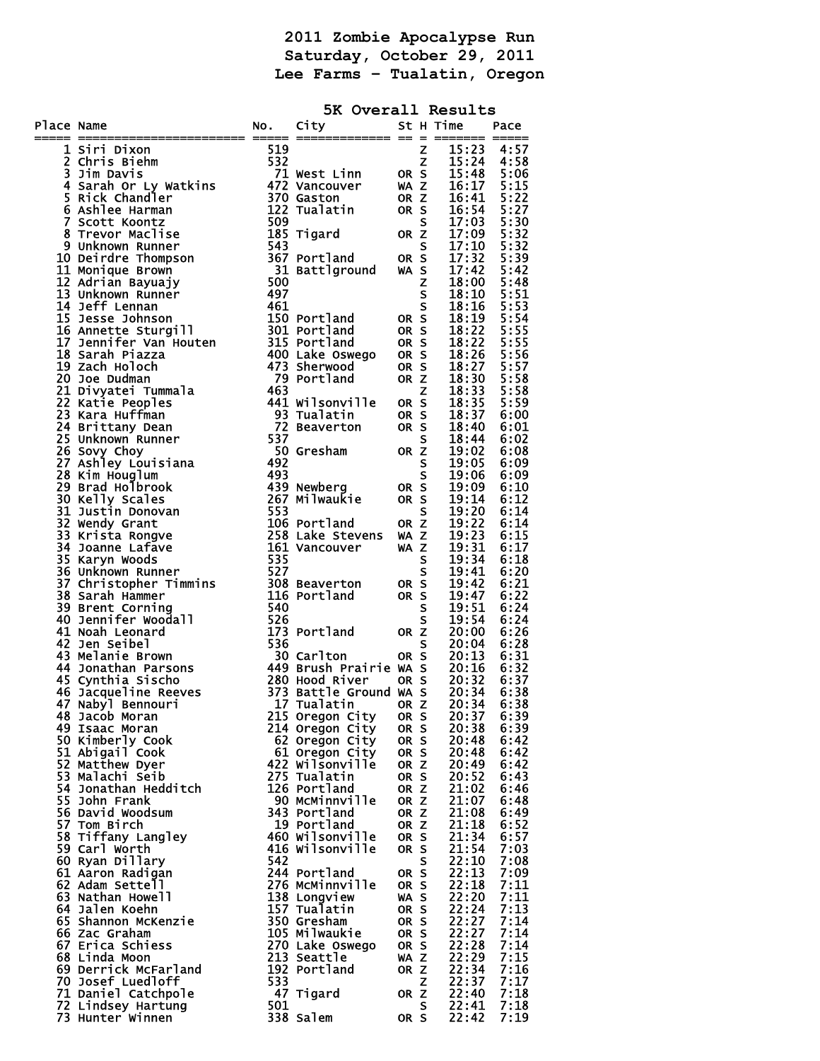# 2011 Zombie Apocalypse Run

## Saturday, October 29, 2011

## Lee Farms - Tualatin, Oregon

### 5K Overall Results

| Place | Name | No. | City | St | H | Time | Pace |
|---|---|---|---|---|---|---|---|
| 1 | Siri Dixon | 519 | | | Z | 15:23 | 4:57 |
| 2 | Chris Biehm | 532 | | | Z | 15:24 | 4:58 |
| 3 | Jim Davis | 71 | West Linn | OR | S | 15:48 | 5:06 |
| 4 | Sarah Or Ly Watkins | 472 | Vancouver | WA | Z | 16:17 | 5:15 |
| 5 | Rick Chandler | 370 | Gaston | OR | Z | 16:41 | 5:22 |
| 6 | Ashlee Harman | 122 | Tualatin | OR | S | 16:54 | 5:27 |
| 7 | Scott Koontz | 509 | | | S | 17:03 | 5:30 |
| 8 | Trevor Maclise | 185 | Tigard | OR | Z | 17:09 | 5:32 |
| 9 | Unknown Runner | 543 | | | S | 17:10 | 5:32 |
| 10 | Deirdre Thompson | 367 | Portland | OR | S | 17:32 | 5:39 |
| 11 | Monique Brown | 31 | Battlground | WA | S | 17:42 | 5:42 |
| 12 | Adrian Bayuajy | 500 | | | Z | 18:00 | 5:48 |
| 13 | Unknown Runner | 497 | | | S | 18:10 | 5:51 |
| 14 | Jeff Lennan | 461 | | | S | 18:16 | 5:53 |
| 15 | Jesse Johnson | 150 | Portland | OR | S | 18:19 | 5:54 |
| 16 | Annette Sturgill | 301 | Portland | OR | S | 18:22 | 5:55 |
| 17 | Jennifer Van Houten | 315 | Portland | OR | S | 18:22 | 5:55 |
| 18 | Sarah Piazza | 400 | Lake Oswego | OR | S | 18:26 | 5:56 |
| 19 | Zach Holoch | 473 | Sherwood | OR | S | 18:27 | 5:57 |
| 20 | Joe Dudman | 79 | Portland | OR | Z | 18:30 | 5:58 |
| 21 | Divyatei Tummala | 463 | | | Z | 18:33 | 5:58 |
| 22 | Katie Peoples | 441 | Wilsonville | OR | S | 18:35 | 5:59 |
| 23 | Kara Huffman | 93 | Tualatin | OR | S | 18:37 | 6:00 |
| 24 | Brittany Dean | 72 | Beaverton | OR | S | 18:40 | 6:01 |
| 25 | Unknown Runner | 537 | | | S | 18:44 | 6:02 |
| 26 | Sovy Choy | 50 | Gresham | OR | Z | 19:02 | 6:08 |
| 27 | Ashley Louisiana | 492 | | | S | 19:05 | 6:09 |
| 28 | Kim Houglum | 493 | | | S | 19:06 | 6:09 |
| 29 | Brad Holbrook | 439 | Newberg | OR | S | 19:09 | 6:10 |
| 30 | Kelly Scales | 267 | Milwaukie | OR | S | 19:14 | 6:12 |
| 31 | Justin Donovan | 553 | | | S | 19:20 | 6:14 |
| 32 | Wendy Grant | 106 | Portland | OR | Z | 19:22 | 6:14 |
| 33 | Krista Rongve | 258 | Lake Stevens | WA | Z | 19:23 | 6:15 |
| 34 | Joanne Lafave | 161 | Vancouver | WA | Z | 19:31 | 6:17 |
| 35 | Karyn Woods | 535 | | | S | 19:34 | 6:18 |
| 36 | Unknown Runner | 527 | | | S | 19:41 | 6:20 |
| 37 | Christopher Timmins | 308 | Beaverton | OR | S | 19:42 | 6:21 |
| 38 | Sarah Hammer | 116 | Portland | OR | S | 19:47 | 6:22 |
| 39 | Brent Corning | 540 | | | S | 19:51 | 6:24 |
| 40 | Jennifer Woodall | 526 | | | S | 19:54 | 6:24 |
| 41 | Noah Leonard | 173 | Portland | OR | Z | 20:00 | 6:26 |
| 42 | Jen Seibel | 536 | | | S | 20:04 | 6:28 |
| 43 | Melanie Brown | 30 | Carlton | OR | S | 20:13 | 6:31 |
| 44 | Jonathan Parsons | 449 | Brush Prairie | WA | S | 20:16 | 6:32 |
| 45 | Cynthia Sischo | 280 | Hood River | OR | S | 20:32 | 6:37 |
| 46 | Jacqueline Reeves | 373 | Battle Ground | WA | S | 20:34 | 6:38 |
| 47 | Nabyl Bennouri | 17 | Tualatin | OR | Z | 20:34 | 6:38 |
| 48 | Jacob Moran | 215 | Oregon City | OR | S | 20:37 | 6:39 |
| 49 | Isaac Moran | 214 | Oregon City | OR | S | 20:38 | 6:39 |
| 50 | Kimberly Cook | 62 | Oregon City | OR | S | 20:48 | 6:42 |
| 51 | Abigail Cook | 61 | Oregon City | OR | S | 20:48 | 6:42 |
| 52 | Matthew Dyer | 422 | Wilsonville | OR | Z | 20:49 | 6:42 |
| 53 | Malachi Seib | 275 | Tualatin | OR | S | 20:52 | 6:43 |
| 54 | Jonathan Hedditch | 126 | Portland | OR | Z | 21:02 | 6:46 |
| 55 | John Frank | 90 | McMinnville | OR | Z | 21:07 | 6:48 |
| 56 | David Woodsum | 343 | Portland | OR | Z | 21:08 | 6:49 |
| 57 | Tom Birch | 19 | Portland | OR | Z | 21:18 | 6:52 |
| 58 | Tiffany Langley | 460 | Wilsonville | OR | S | 21:34 | 6:57 |
| 59 | Carl Worth | 416 | Wilsonville | OR | S | 21:54 | 7:03 |
| 60 | Ryan Dillary | 542 | | | S | 22:10 | 7:08 |
| 61 | Aaron Radigan | 244 | Portland | OR | S | 22:13 | 7:09 |
| 62 | Adam Settell | 276 | McMinnville | OR | S | 22:18 | 7:11 |
| 63 | Nathan Howell | 138 | Longview | WA | S | 22:20 | 7:11 |
| 64 | Jalen Koehn | 157 | Tualatin | OR | S | 22:24 | 7:13 |
| 65 | Shannon McKenzie | 350 | Gresham | OR | S | 22:27 | 7:14 |
| 66 | Zac Graham | 105 | Milwaukie | OR | S | 22:27 | 7:14 |
| 67 | Erica Schiess | 270 | Lake Oswego | OR | S | 22:28 | 7:14 |
| 68 | Linda Moon | 213 | Seattle | WA | Z | 22:29 | 7:15 |
| 69 | Derrick McFarland | 192 | Portland | OR | Z | 22:34 | 7:16 |
| 70 | Josef Luedloff | 533 | | | Z | 22:37 | 7:17 |
| 71 | Daniel Catchpole | 47 | Tigard | OR | Z | 22:40 | 7:18 |
| 72 | Lindsey Hartung | 501 | | | S | 22:41 | 7:18 |
| 73 | Hunter Winnen | 338 | Salem | OR | S | 22:42 | 7:19 |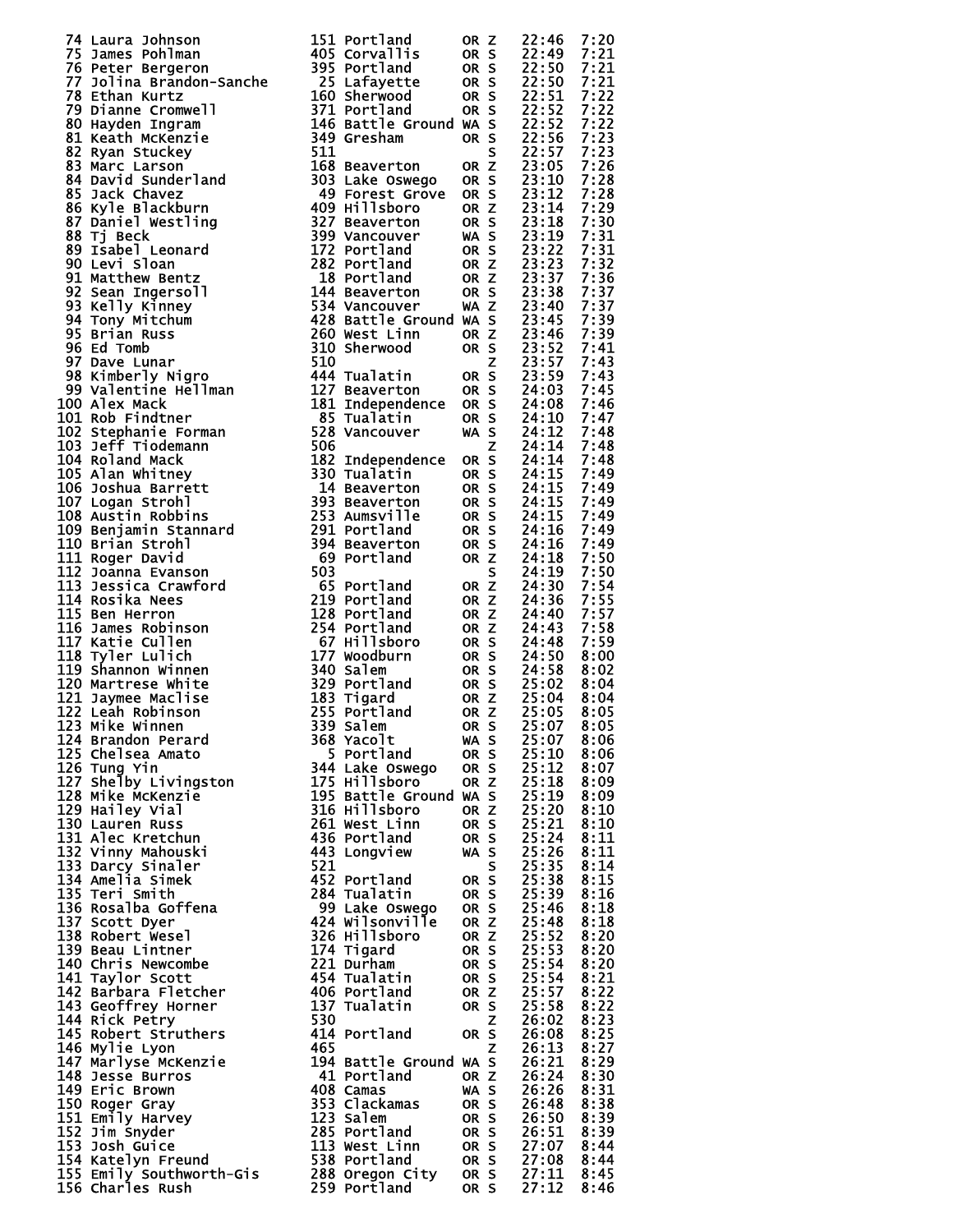| | | | | | | | |
|---|---|---|---|---|---|---|---|
| 74 | Laura Johnson | 151 | Portland | OR | Z | 22:46 | 7:20 |
| 75 | James Pohlman | 405 | Corvallis | OR | S | 22:49 | 7:21 |
| 76 | Peter Bergeron | 395 | Portland | OR | S | 22:50 | 7:21 |
| 77 | Jolina Brandon-Sanche | 25 | Lafayette | OR | S | 22:50 | 7:21 |
| 78 | Ethan Kurtz | 160 | Sherwood | OR | S | 22:51 | 7:22 |
| 79 | Dianne Cromwell | 371 | Portland | OR | S | 22:52 | 7:22 |
| 80 | Hayden Ingram | 146 | Battle Ground | WA | S | 22:52 | 7:22 |
| 81 | Keath McKenzie | 349 | Gresham | OR | S | 22:56 | 7:23 |
| 82 | Ryan Stuckey | 511 | | | S | 22:57 | 7:23 |
| 83 | Marc Larson | 168 | Beaverton | OR | Z | 23:05 | 7:26 |
| 84 | David Sunderland | 303 | Lake Oswego | OR | S | 23:10 | 7:28 |
| 85 | Jack Chavez | 49 | Forest Grove | OR | S | 23:12 | 7:28 |
| 86 | Kyle Blackburn | 409 | Hillsboro | OR | Z | 23:14 | 7:29 |
| 87 | Daniel Westling | 327 | Beaverton | OR | S | 23:18 | 7:30 |
| 88 | Tj Beck | 399 | Vancouver | WA | S | 23:19 | 7:31 |
| 89 | Isabel Leonard | 172 | Portland | OR | S | 23:22 | 7:31 |
| 90 | Levi Sloan | 282 | Portland | OR | Z | 23:23 | 7:32 |
| 91 | Matthew Bentz | 18 | Portland | OR | Z | 23:37 | 7:36 |
| 92 | Sean Ingersoll | 144 | Beaverton | OR | S | 23:38 | 7:37 |
| 93 | Kelly Kinney | 534 | Vancouver | WA | Z | 23:40 | 7:37 |
| 94 | Tony Mitchum | 428 | Battle Ground | WA | S | 23:45 | 7:39 |
| 95 | Brian Russ | 260 | West Linn | OR | Z | 23:46 | 7:39 |
| 96 | Ed Tomb | 310 | Sherwood | OR | S | 23:52 | 7:41 |
| 97 | Dave Lunar | 510 | | | Z | 23:57 | 7:43 |
| 98 | Kimberly Nigro | 444 | Tualatin | OR | S | 23:59 | 7:43 |
| 99 | Valentine Hellman | 127 | Beaverton | OR | S | 24:03 | 7:45 |
| 100 | Alex Mack | 181 | Independence | OR | S | 24:08 | 7:46 |
| 101 | Rob Findtner | 85 | Tualatin | OR | S | 24:10 | 7:47 |
| 102 | Stephanie Forman | 528 | Vancouver | WA | S | 24:12 | 7:48 |
| 103 | Jeff Tiodemann | 506 | | | Z | 24:14 | 7:48 |
| 104 | Roland Mack | 182 | Independence | OR | S | 24:14 | 7:48 |
| 105 | Alan Whitney | 330 | Tualatin | OR | S | 24:15 | 7:49 |
| 106 | Joshua Barrett | 14 | Beaverton | OR | S | 24:15 | 7:49 |
| 107 | Logan Strohl | 393 | Beaverton | OR | S | 24:15 | 7:49 |
| 108 | Austin Robbins | 253 | Aumsville | OR | S | 24:15 | 7:49 |
| 109 | Benjamin Stannard | 291 | Portland | OR | S | 24:16 | 7:49 |
| 110 | Brian Strohl | 394 | Beaverton | OR | S | 24:16 | 7:49 |
| 111 | Roger David | 69 | Portland | OR | Z | 24:18 | 7:50 |
| 112 | Joanna Evanson | 503 | | | S | 24:19 | 7:50 |
| 113 | Jessica Crawford | 65 | Portland | OR | Z | 24:30 | 7:54 |
| 114 | Rosika Nees | 219 | Portland | OR | Z | 24:36 | 7:55 |
| 115 | Ben Herron | 128 | Portland | OR | Z | 24:40 | 7:57 |
| 116 | James Robinson | 254 | Portland | OR | Z | 24:43 | 7:58 |
| 117 | Katie Cullen | 67 | Hillsboro | OR | S | 24:48 | 7:59 |
| 118 | Tyler Lulich | 177 | Woodburn | OR | S | 24:50 | 8:00 |
| 119 | Shannon Winnen | 340 | Salem | OR | S | 24:58 | 8:02 |
| 120 | Martrese White | 329 | Portland | OR | S | 25:02 | 8:04 |
| 121 | Jaymee Maclise | 183 | Tigard | OR | Z | 25:04 | 8:04 |
| 122 | Leah Robinson | 255 | Portland | OR | Z | 25:05 | 8:05 |
| 123 | Mike Winnen | 339 | Salem | OR | S | 25:07 | 8:05 |
| 124 | Brandon Perard | 368 | Yacolt | WA | S | 25:07 | 8:06 |
| 125 | Chelsea Amato | 5 | Portland | OR | S | 25:10 | 8:06 |
| 126 | Tung Yin | 344 | Lake Oswego | OR | S | 25:12 | 8:07 |
| 127 | Shelby Livingston | 175 | Hillsboro | OR | Z | 25:18 | 8:09 |
| 128 | Mike McKenzie | 195 | Battle Ground | WA | S | 25:19 | 8:09 |
| 129 | Hailey Vial | 316 | Hillsboro | OR | Z | 25:20 | 8:10 |
| 130 | Lauren Russ | 261 | West Linn | OR | S | 25:21 | 8:10 |
| 131 | Alec Kretchun | 436 | Portland | OR | S | 25:24 | 8:11 |
| 132 | Vinny Mahouski | 443 | Longview | WA | S | 25:26 | 8:11 |
| 133 | Darcy Sinaler | 521 | | | S | 25:35 | 8:14 |
| 134 | Amelia Simek | 452 | Portland | OR | S | 25:38 | 8:15 |
| 135 | Teri Smith | 284 | Tualatin | OR | S | 25:39 | 8:16 |
| 136 | Rosalba Goffena | 99 | Lake Oswego | OR | S | 25:46 | 8:18 |
| 137 | Scott Dyer | 424 | Wilsonville | OR | Z | 25:48 | 8:18 |
| 138 | Robert Wesel | 326 | Hillsboro | OR | Z | 25:52 | 8:20 |
| 139 | Beau Lintner | 174 | Tigard | OR | S | 25:53 | 8:20 |
| 140 | Chris Newcombe | 221 | Durham | OR | S | 25:54 | 8:20 |
| 141 | Taylor Scott | 454 | Tualatin | OR | S | 25:54 | 8:21 |
| 142 | Barbara Fletcher | 406 | Portland | OR | Z | 25:57 | 8:22 |
| 143 | Geoffrey Horner | 137 | Tualatin | OR | S | 25:58 | 8:22 |
| 144 | Rick Petry | 530 | | | Z | 26:02 | 8:23 |
| 145 | Robert Struthers | 414 | Portland | OR | S | 26:08 | 8:25 |
| 146 | Mylie Lyon | 465 | | | Z | 26:13 | 8:27 |
| 147 | Marlyse McKenzie | 194 | Battle Ground | WA | S | 26:21 | 8:29 |
| 148 | Jesse Burros | 41 | Portland | OR | Z | 26:24 | 8:30 |
| 149 | Eric Brown | 408 | Camas | WA | S | 26:26 | 8:31 |
| 150 | Roger Gray | 353 | Clackamas | OR | S | 26:48 | 8:38 |
| 151 | Emily Harvey | 123 | Salem | OR | S | 26:50 | 8:39 |
| 152 | Jim Snyder | 285 | Portland | OR | S | 26:51 | 8:39 |
| 153 | Josh Guice | 113 | West Linn | OR | S | 27:07 | 8:44 |
| 154 | Katelyn Freund | 538 | Portland | OR | S | 27:08 | 8:44 |
| 155 | Emily Southworth-Gis | 288 | Oregon City | OR | S | 27:11 | 8:45 |
| 156 | Charles Rush | 259 | Portland | OR | S | 27:12 | 8:46 |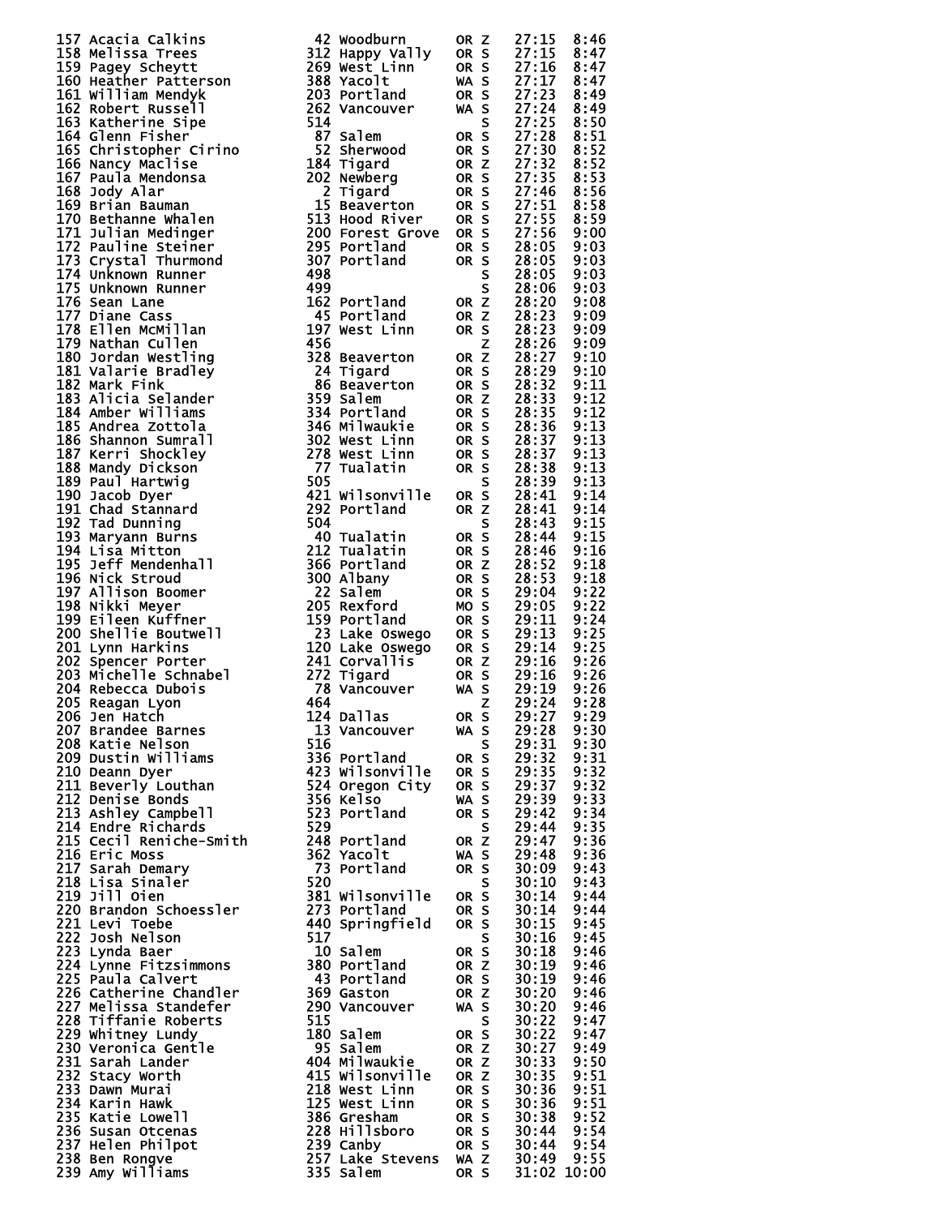```
157 Acacia Calkins             42 Woodburn      OR Z    27:15   8:46
158 Melissa Trees             312 Happy Vally   OR S    27:15   8:47
159 Pagey Scheytt             269 West Linn     OR S    27:16   8:47
160 Heather Patterson         388 Yacolt        WA S    27:17   8:47
161 William Mendyk            203 Portland      OR S    27:23   8:49
162 Robert Russell            262 Vancouver     WA S    27:24   8:49
163 Katherine Sipe            514                  S    27:25   8:50
164 Glenn Fisher               87 Salem         OR S    27:28   8:51
165 Christopher Cirino         52 Sherwood      OR S    27:30   8:52
166 Nancy Maclise             184 Tigard        OR Z    27:32   8:52
167 Paula Mendonsa            202 Newberg       OR S    27:35   8:53
168 Jody Alar                   2 Tigard        OR S    27:46   8:56
169 Brian Bauman               15 Beaverton     OR S    27:51   8:58
170 Bethanne Whalen           513 Hood River    OR S    27:55   8:59
171 Julian Medinger           200 Forest Grove  OR S    27:56   9:00
172 Pauline Steiner           295 Portland      OR S    28:05   9:03
173 Crystal Thurmond          307 Portland      OR S    28:05   9:03
174 Unknown Runner            498                  S    28:05   9:03
175 Unknown Runner            499                  S    28:06   9:03
176 Sean Lane                 162 Portland      OR Z    28:20   9:08
177 Diane Cass                 45 Portland      OR Z    28:23   9:09
178 Ellen McMillan            197 West Linn     OR S    28:23   9:09
179 Nathan Cullen             456                  Z    28:26   9:09
180 Jordan Westling           328 Beaverton     OR Z    28:27   9:10
181 Valarie Bradley            24 Tigard        OR S    28:29   9:10
182 Mark Fink                  86 Beaverton     OR S    28:32   9:11
183 Alicia Selander           359 Salem         OR Z    28:33   9:12
184 Amber Williams            334 Portland      OR S    28:35   9:12
185 Andrea Zottola            346 Milwaukie     OR S    28:36   9:13
186 Shannon Sumrall           302 West Linn     OR S    28:37   9:13
187 Kerri Shockley            278 West Linn     OR S    28:37   9:13
188 Mandy Dickson              77 Tualatin      OR S    28:38   9:13
189 Paul Hartwig              505                  S    28:39   9:13
190 Jacob Dyer                421 Wilsonville   OR S    28:41   9:14
191 Chad Stannard             292 Portland      OR Z    28:41   9:14
192 Tad Dunning               504                  S    28:43   9:15
193 Maryann Burns              40 Tualatin      OR S    28:44   9:15
194 Lisa Mitton               212 Tualatin      OR S    28:46   9:16
195 Jeff Mendenhall           366 Portland      OR Z    28:52   9:18
196 Nick Stroud               300 Albany        OR S    28:53   9:18
197 Allison Boomer             22 Salem         OR S    29:04   9:22
198 Nikki Meyer               205 Rexford       MO S    29:05   9:22
199 Eileen Kuffner            159 Portland      OR S    29:11   9:24
200 Shellie Boutwell           23 Lake Oswego   OR S    29:13   9:25
201 Lynn Harkins              120 Lake Oswego   OR S    29:14   9:25
202 Spencer Porter            241 Corvallis     OR Z    29:16   9:26
203 Michelle Schnabel         272 Tigard        OR S    29:16   9:26
204 Rebecca Dubois             78 Vancouver     WA S    29:19   9:26
205 Reagan Lyon               464                  Z    29:24   9:28
206 Jen Hatch                 124 Dallas        OR S    29:27   9:29
207 Brandee Barnes             13 Vancouver     WA S    29:28   9:30
208 Katie Nelson              516                  S    29:31   9:30
209 Dustin Williams           336 Portland      OR S    29:32   9:31
210 Deann Dyer                423 Wilsonville   OR S    29:35   9:32
211 Beverly Louthan           524 Oregon City   OR S    29:37   9:32
212 Denise Bonds              356 Kelso         WA S    29:39   9:33
213 Ashley Campbell           523 Portland      OR S    29:42   9:34
214 Endre Richards            529                  S    29:44   9:35
215 Cecil Reniche-Smith       248 Portland      OR Z    29:47   9:36
216 Eric Moss                 362 Yacolt        WA S    29:48   9:36
217 Sarah Demary               73 Portland      OR S    30:09   9:43
218 Lisa Sinaler              520                  S    30:10   9:43
219 Jill Oien                 381 Wilsonville   OR S    30:14   9:44
220 Brandon Schoessler        273 Portland      OR S    30:14   9:44
221 Levi Toebe                440 Springfield   OR S    30:15   9:45
222 Josh Nelson               517                  S    30:16   9:45
223 Lynda Baer                 10 Salem         OR S    30:18   9:46
224 Lynne Fitzsimmons         380 Portland      OR Z    30:19   9:46
225 Paula Calvert              43 Portland      OR S    30:19   9:46
226 Catherine Chandler        369 Gaston        OR Z    30:20   9:46
227 Melissa Standefer         290 Vancouver     WA S    30:20   9:46
228 Tiffanie Roberts          515                  S    30:22   9:47
229 Whitney Lundy             180 Salem         OR S    30:22   9:47
230 Veronica Gentle            95 Salem         OR Z    30:27   9:49
231 Sarah Lander              404 Milwaukie     OR Z    30:33   9:50
232 Stacy Worth               415 Wilsonville   OR Z    30:35   9:51
233 Dawn Murai                218 West Linn     OR S    30:36   9:51
234 Karin Hawk                125 West Linn     OR S    30:36   9:51
235 Katie Lowell              386 Gresham       OR S    30:38   9:52
236 Susan Otcenas             228 Hillsboro     OR S    30:44   9:54
237 Helen Philpot             239 Canby         OR S    30:44   9:54
238 Ben Rongve                257 Lake Stevens  WA Z    30:49   9:55
239 Amy Williams              335 Salem         OR S    31:02  10:00
```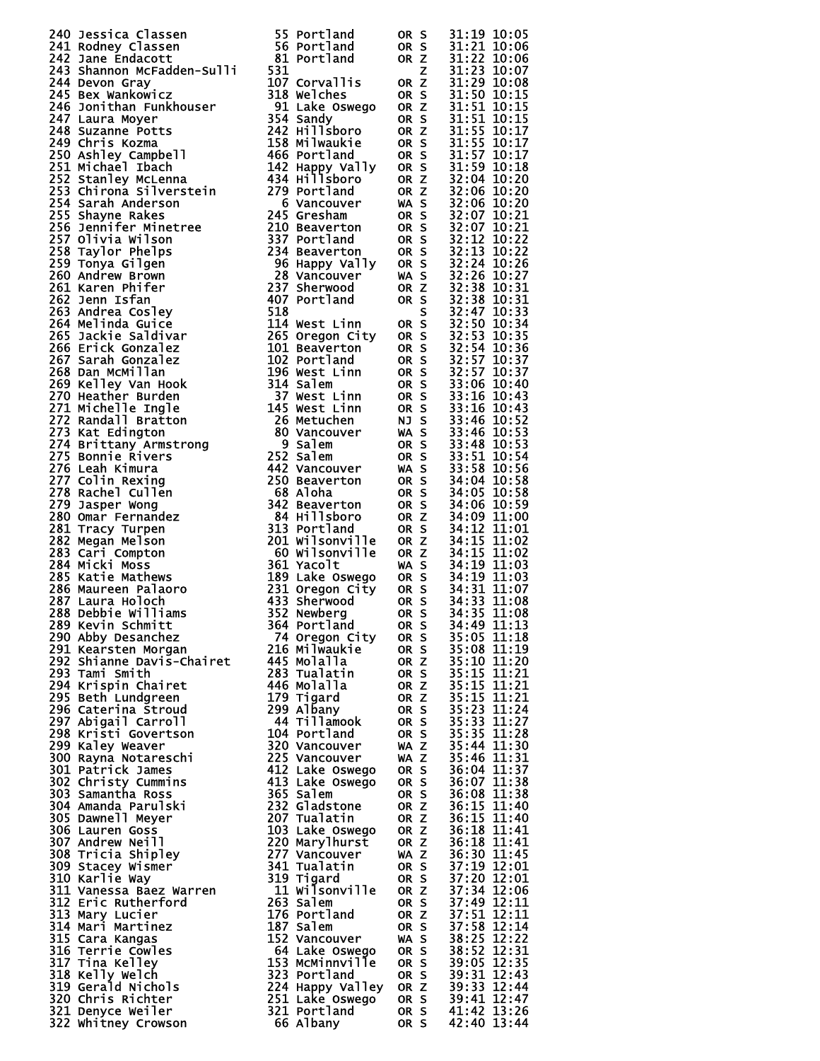```
240 Jessica Classen            55 Portland      OR S    31:19 10:05
241 Rodney Classen             56 Portland      OR S    31:21 10:06
242 Jane Endacott              81 Portland      OR Z    31:22 10:06
243 Shannon McFadden-Sulli    531                  Z    31:23 10:07
244 Devon Gray                107 Corvallis     OR Z    31:29 10:08
245 Bex Wankowicz             318 Welches       OR S    31:50 10:15
246 Jonithan Funkhouser        91 Lake Oswego   OR Z    31:51 10:15
247 Laura Moyer               354 Sandy         OR S    31:51 10:15
248 Suzanne Potts             242 Hillsboro     OR Z    31:55 10:17
249 Chris Kozma               158 Milwaukie     OR S    31:55 10:17
250 Ashley Campbell           466 Portland      OR S    31:57 10:17
251 Michael Ibach             142 Happy Vally   OR S    31:59 10:18
252 Stanley McLenna           434 Hillsboro     OR Z    32:04 10:20
253 Chirona Silverstein       279 Portland      OR Z    32:06 10:20
254 Sarah Anderson              6 Vancouver     WA S    32:06 10:20
255 Shayne Rakes              245 Gresham       OR S    32:07 10:21
256 Jennifer Minetree         210 Beaverton     OR S    32:07 10:21
257 Olivia Wilson             337 Portland      OR S    32:12 10:22
258 Taylor Phelps             234 Beaverton     OR S    32:13 10:22
259 Tonya Gilgen               96 Happy Vally   OR S    32:24 10:26
260 Andrew Brown               28 Vancouver     WA S    32:26 10:27
261 Karen Phifer              237 Sherwood      OR Z    32:38 10:31
262 Jenn Isfan                407 Portland      OR S    32:38 10:31
263 Andrea Cosley             518                  S    32:47 10:33
264 Melinda Guice             114 West Linn     OR S    32:50 10:34
265 Jackie Saldivar           265 Oregon City   OR S    32:53 10:35
266 Erick Gonzalez            101 Beaverton     OR S    32:54 10:36
267 Sarah Gonzalez            102 Portland      OR S    32:57 10:37
268 Dan McMillan              196 West Linn     OR S    32:57 10:37
269 Kelley Van Hook           314 Salem         OR S    33:06 10:40
270 Heather Burden             37 West Linn     OR S    33:16 10:43
271 Michelle Ingle            145 West Linn     OR S    33:16 10:43
272 Randall Bratton            26 Metuchen      NJ S    33:46 10:52
273 Kat Edington               80 Vancouver     WA S    33:46 10:53
274 Brittany Armstrong          9 Salem         OR S    33:48 10:53
275 Bonnie Rivers             252 Salem         OR S    33:51 10:54
276 Leah Kimura               442 Vancouver     WA S    33:58 10:56
277 Colin Rexing              250 Beaverton     OR S    34:04 10:58
278 Rachel Cullen              68 Aloha         OR S    34:05 10:58
279 Jasper Wong               342 Beaverton     OR S    34:06 10:59
280 Omar Fernandez             84 Hillsboro     OR Z    34:09 11:00
281 Tracy Turpen              313 Portland      OR S    34:12 11:01
282 Megan Melson              201 Wilsonville   OR Z    34:15 11:02
283 Cari Compton               60 Wilsonville   OR Z    34:15 11:02
284 Micki Moss                361 Yacolt        WA S    34:19 11:03
285 Katie Mathews             189 Lake Oswego   OR S    34:19 11:03
286 Maureen Palaoro           231 Oregon City   OR S    34:31 11:07
287 Laura Holoch              433 Sherwood      OR S    34:33 11:08
288 Debbie Williams           352 Newberg       OR S    34:35 11:08
289 Kevin Schmitt             364 Portland      OR S    34:49 11:13
290 Abby Desanchez             74 Oregon City   OR S    35:05 11:18
291 Kearsten Morgan           216 Milwaukie     OR S    35:08 11:19
292 Shianne Davis-Chairet     445 Molalla       OR Z    35:10 11:20
293 Tami Smith                283 Tualatin      OR S    35:15 11:21
294 Krispin Chairet           446 Molalla       OR Z    35:15 11:21
295 Beth Lundgreen            179 Tigard        OR Z    35:15 11:21
296 Caterina Stroud           299 Albany        OR S    35:23 11:24
297 Abigail Carroll            44 Tillamook     OR S    35:33 11:27
298 Kristi Govertson          104 Portland      OR S    35:35 11:28
299 Kaley Weaver              320 Vancouver     WA Z    35:44 11:30
300 Rayna Notareschi          225 Vancouver     WA Z    35:46 11:31
301 Patrick James             412 Lake Oswego   OR S    36:04 11:37
302 Christy Cummins           413 Lake Oswego   OR S    36:07 11:38
303 Samantha Ross             365 Salem         OR S    36:08 11:38
304 Amanda Parulski           232 Gladstone     OR Z    36:15 11:40
305 Dawnell Meyer             207 Tualatin      OR Z    36:15 11:40
306 Lauren Goss               103 Lake Oswego   OR Z    36:18 11:41
307 Andrew Neill              220 Marylhurst    OR Z    36:18 11:41
308 Tricia Shipley            277 Vancouver     WA Z    36:30 11:45
309 Stacey Wismer             341 Tualatin      OR S    37:19 12:01
310 Karlie Way                319 Tigard        OR S    37:20 12:01
311 Vanessa Baez Warren        11 Wilsonville   OR Z    37:34 12:06
312 Eric Rutherford           263 Salem         OR S    37:49 12:11
313 Mary Lucier               176 Portland      OR Z    37:51 12:11
314 Mari Martinez             187 Salem         OR S    37:58 12:14
315 Cara Kangas               152 Vancouver     WA S    38:25 12:22
316 Terrie Cowles              64 Lake Oswego   OR S    38:52 12:31
317 Tina Kelley               153 McMinnville   OR S    39:05 12:35
318 Kelly Welch               323 Portland      OR S    39:31 12:43
319 Gerald Nichols            224 Happy Valley  OR Z    39:33 12:44
320 Chris Richter             251 Lake Oswego   OR S    39:41 12:47
321 Denyce Weiler             321 Portland      OR S    41:42 13:26
322 Whitney Crowson            66 Albany        OR S    42:40 13:44
```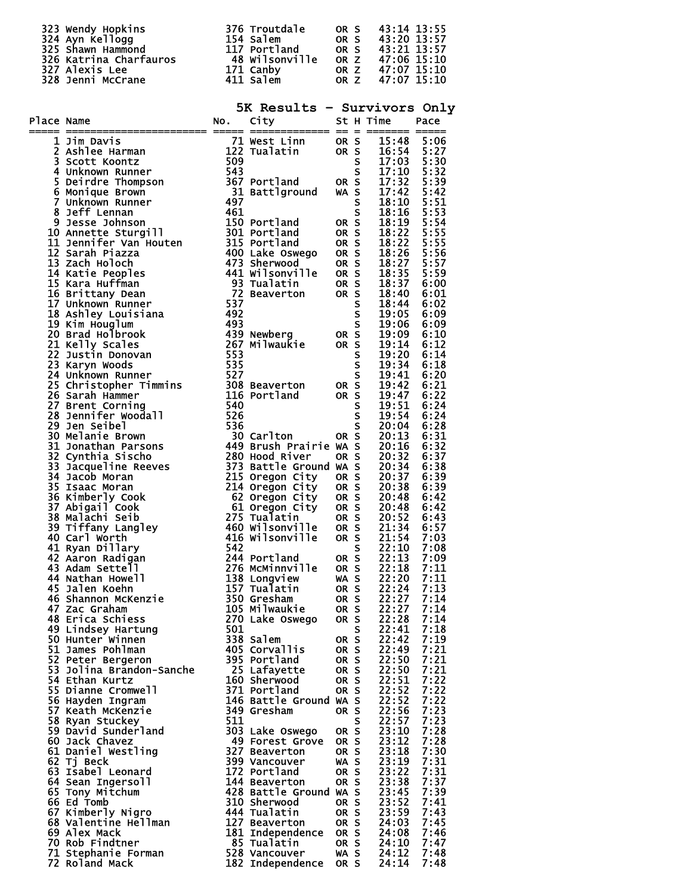| Place | Name | No. | City | St | H | Time | Pace |
|---|---|---|---|---|---|---|---|
| 323 | Wendy Hopkins | 376 | Troutdale | OR | S | 43:14 | 13:55 |
| 324 | Ayn Kellogg | 154 | Salem | OR | S | 43:20 | 13:57 |
| 325 | Shawn Hammond | 117 | Portland | OR | S | 43:21 | 13:57 |
| 326 | Katrina Charfauros | 48 | Wilsonville | OR | Z | 47:06 | 15:10 |
| 327 | Alexis Lee | 171 | Canby | OR | Z | 47:07 | 15:10 |
| 328 | Jenni McCrane | 411 | Salem | OR | Z | 47:07 | 15:10 |

## 5K Results - Survivors Only

| Place | Name | No. | City | St | H | Time | Pace |
|---|---|---|---|---|---|---|---|
| 1 | Jim Davis | 71 | West Linn | OR | S | 15:48 | 5:06 |
| 2 | Ashlee Harman | 122 | Tualatin | OR | S | 16:54 | 5:27 |
| 3 | Scott Koontz | 509 | | | S | 17:03 | 5:30 |
| 4 | Unknown Runner | 543 | | | S | 17:10 | 5:32 |
| 5 | Deirdre Thompson | 367 | Portland | OR | S | 17:32 | 5:39 |
| 6 | Monique Brown | 31 | Battlground | WA | S | 17:42 | 5:42 |
| 7 | Unknown Runner | 497 | | | S | 18:10 | 5:51 |
| 8 | Jeff Lennan | 461 | | | S | 18:16 | 5:53 |
| 9 | Jesse Johnson | 150 | Portland | OR | S | 18:19 | 5:54 |
| 10 | Annette Sturgill | 301 | Portland | OR | S | 18:22 | 5:55 |
| 11 | Jennifer Van Houten | 315 | Portland | OR | S | 18:22 | 5:55 |
| 12 | Sarah Piazza | 400 | Lake Oswego | OR | S | 18:26 | 5:56 |
| 13 | Zach Holoch | 473 | Sherwood | OR | S | 18:27 | 5:57 |
| 14 | Katie Peoples | 441 | Wilsonville | OR | S | 18:35 | 5:59 |
| 15 | Kara Huffman | 93 | Tualatin | OR | S | 18:37 | 6:00 |
| 16 | Brittany Dean | 72 | Beaverton | OR | S | 18:40 | 6:01 |
| 17 | Unknown Runner | 537 | | | S | 18:44 | 6:02 |
| 18 | Ashley Louisiana | 492 | | | S | 19:05 | 6:09 |
| 19 | Kim Houglum | 493 | | | S | 19:06 | 6:09 |
| 20 | Brad Holbrook | 439 | Newberg | OR | S | 19:09 | 6:10 |
| 21 | Kelly Scales | 267 | Milwaukie | OR | S | 19:14 | 6:12 |
| 22 | Justin Donovan | 553 | | | S | 19:20 | 6:14 |
| 23 | Karyn Woods | 535 | | | S | 19:34 | 6:18 |
| 24 | Unknown Runner | 527 | | | S | 19:41 | 6:20 |
| 25 | Christopher Timmins | 308 | Beaverton | OR | S | 19:42 | 6:21 |
| 26 | Sarah Hammer | 116 | Portland | OR | S | 19:47 | 6:22 |
| 27 | Brent Corning | 540 | | | S | 19:51 | 6:24 |
| 28 | Jennifer Woodall | 526 | | | S | 19:54 | 6:24 |
| 29 | Jen Seibel | 536 | | | S | 20:04 | 6:28 |
| 30 | Melanie Brown | 30 | Carlton | OR | S | 20:13 | 6:31 |
| 31 | Jonathan Parsons | 449 | Brush Prairie | WA | S | 20:16 | 6:32 |
| 32 | Cynthia Sischo | 280 | Hood River | OR | S | 20:32 | 6:37 |
| 33 | Jacqueline Reeves | 373 | Battle Ground | WA | S | 20:34 | 6:38 |
| 34 | Jacob Moran | 215 | Oregon City | OR | S | 20:37 | 6:39 |
| 35 | Isaac Moran | 214 | Oregon City | OR | S | 20:38 | 6:39 |
| 36 | Kimberly Cook | 62 | Oregon City | OR | S | 20:48 | 6:42 |
| 37 | Abigail Cook | 61 | Oregon City | OR | S | 20:48 | 6:42 |
| 38 | Malachi Seib | 275 | Tualatin | OR | S | 20:52 | 6:43 |
| 39 | Tiffany Langley | 460 | Wilsonville | OR | S | 21:34 | 6:57 |
| 40 | Carl Worth | 416 | Wilsonville | OR | S | 21:54 | 7:03 |
| 41 | Ryan Dillary | 542 | | | S | 22:10 | 7:08 |
| 42 | Aaron Radigan | 244 | Portland | OR | S | 22:13 | 7:09 |
| 43 | Adam Settell | 276 | McMinnville | OR | S | 22:18 | 7:11 |
| 44 | Nathan Howell | 138 | Longview | WA | S | 22:20 | 7:11 |
| 45 | Jalen Koehn | 157 | Tualatin | OR | S | 22:24 | 7:13 |
| 46 | Shannon McKenzie | 350 | Gresham | OR | S | 22:27 | 7:14 |
| 47 | Zac Graham | 105 | Milwaukie | OR | S | 22:27 | 7:14 |
| 48 | Erica Schiess | 270 | Lake Oswego | OR | S | 22:28 | 7:14 |
| 49 | Lindsey Hartung | 501 | | | S | 22:41 | 7:18 |
| 50 | Hunter Winnen | 338 | Salem | OR | S | 22:42 | 7:19 |
| 51 | James Pohlman | 405 | Corvallis | OR | S | 22:49 | 7:21 |
| 52 | Peter Bergeron | 395 | Portland | OR | S | 22:50 | 7:21 |
| 53 | Jolina Brandon-Sanche | 25 | Lafayette | OR | S | 22:50 | 7:21 |
| 54 | Ethan Kurtz | 160 | Sherwood | OR | S | 22:51 | 7:22 |
| 55 | Dianne Cromwell | 371 | Portland | OR | S | 22:52 | 7:22 |
| 56 | Hayden Ingram | 146 | Battle Ground | WA | S | 22:52 | 7:22 |
| 57 | Keath McKenzie | 349 | Gresham | OR | S | 22:56 | 7:23 |
| 58 | Ryan Stuckey | 511 | | | S | 22:57 | 7:23 |
| 59 | David Sunderland | 303 | Lake Oswego | OR | S | 23:10 | 7:28 |
| 60 | Jack Chavez | 49 | Forest Grove | OR | S | 23:12 | 7:28 |
| 61 | Daniel Westling | 327 | Beaverton | OR | S | 23:18 | 7:30 |
| 62 | Tj Beck | 399 | Vancouver | WA | S | 23:19 | 7:31 |
| 63 | Isabel Leonard | 172 | Portland | OR | S | 23:22 | 7:31 |
| 64 | Sean Ingersoll | 144 | Beaverton | OR | S | 23:38 | 7:37 |
| 65 | Tony Mitchum | 428 | Battle Ground | WA | S | 23:45 | 7:39 |
| 66 | Ed Tomb | 310 | Sherwood | OR | S | 23:52 | 7:41 |
| 67 | Kimberly Nigro | 444 | Tualatin | OR | S | 23:59 | 7:43 |
| 68 | Valentine Hellman | 127 | Beaverton | OR | S | 24:03 | 7:45 |
| 69 | Alex Mack | 181 | Independence | OR | S | 24:08 | 7:46 |
| 70 | Rob Findtner | 85 | Tualatin | OR | S | 24:10 | 7:47 |
| 71 | Stephanie Forman | 528 | Vancouver | WA | S | 24:12 | 7:48 |
| 72 | Roland Mack | 182 | Independence | OR | S | 24:14 | 7:48 |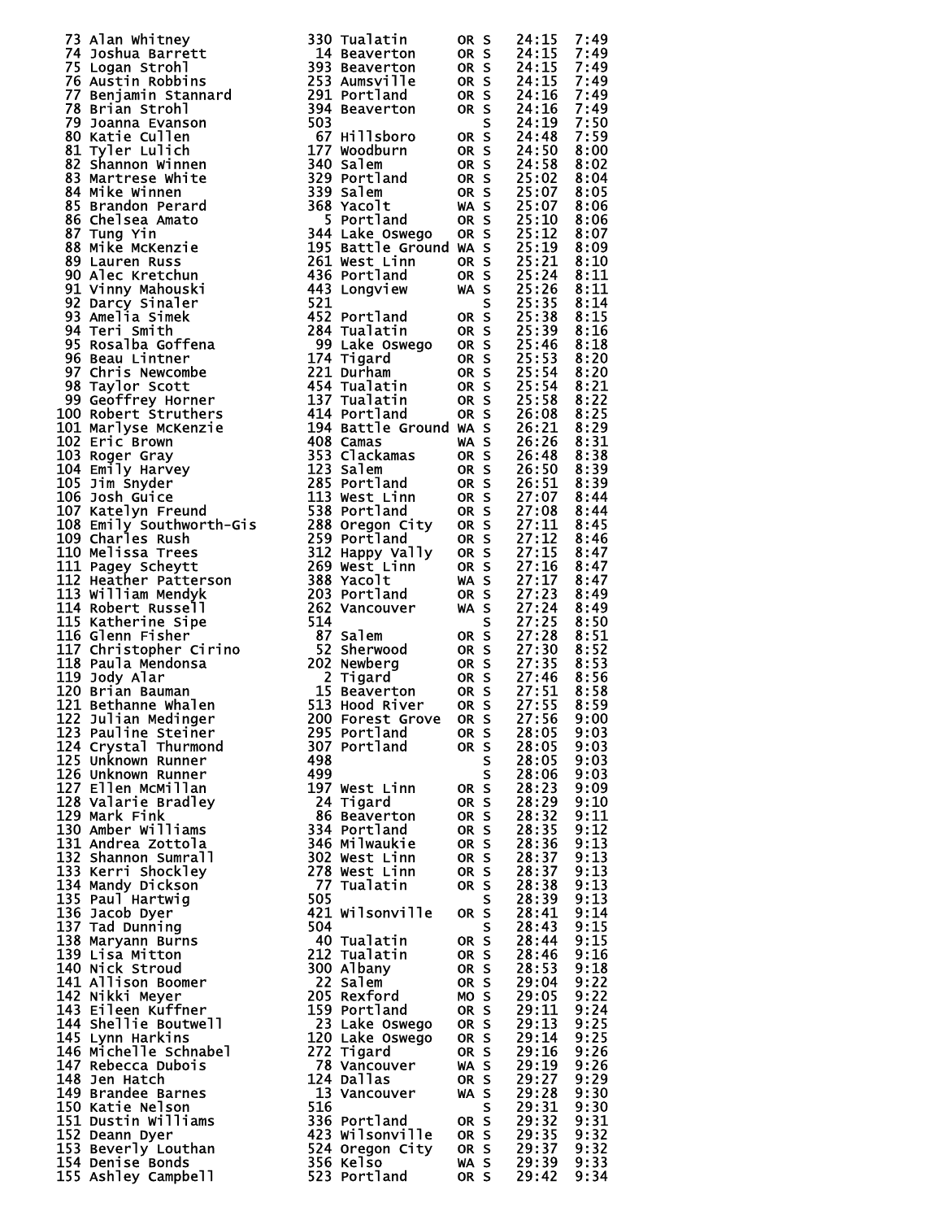| Place | Name | Bib | City | State | S | Time | Pace |
|---|---|---|---|---|---|---|---|
| 73 | Alan Whitney | 330 | Tualatin | OR | S | 24:15 | 7:49 |
| 74 | Joshua Barrett | 14 | Beaverton | OR | S | 24:15 | 7:49 |
| 75 | Logan Strohl | 393 | Beaverton | OR | S | 24:15 | 7:49 |
| 76 | Austin Robbins | 253 | Aumsville | OR | S | 24:15 | 7:49 |
| 77 | Benjamin Stannard | 291 | Portland | OR | S | 24:16 | 7:49 |
| 78 | Brian Strohl | 394 | Beaverton | OR | S | 24:16 | 7:49 |
| 79 | Joanna Evanson | 503 | | | S | 24:19 | 7:50 |
| 80 | Katie Cullen | 67 | Hillsboro | OR | S | 24:48 | 7:59 |
| 81 | Tyler Lulich | 177 | Woodburn | OR | S | 24:50 | 8:00 |
| 82 | Shannon Winnen | 340 | Salem | OR | S | 24:58 | 8:02 |
| 83 | Martrese White | 329 | Portland | OR | S | 25:02 | 8:04 |
| 84 | Mike Winnen | 339 | Salem | OR | S | 25:07 | 8:05 |
| 85 | Brandon Perard | 368 | Yacolt | WA | S | 25:07 | 8:06 |
| 86 | Chelsea Amato | 5 | Portland | OR | S | 25:10 | 8:06 |
| 87 | Tung Yin | 344 | Lake Oswego | OR | S | 25:12 | 8:07 |
| 88 | Mike McKenzie | 195 | Battle Ground | WA | S | 25:19 | 8:09 |
| 89 | Lauren Russ | 261 | West Linn | OR | S | 25:21 | 8:10 |
| 90 | Alec Kretchun | 436 | Portland | OR | S | 25:24 | 8:11 |
| 91 | Vinny Mahouski | 443 | Longview | WA | S | 25:26 | 8:11 |
| 92 | Darcy Sinaler | 521 | | | S | 25:35 | 8:14 |
| 93 | Amelia Simek | 452 | Portland | OR | S | 25:38 | 8:15 |
| 94 | Teri Smith | 284 | Tualatin | OR | S | 25:39 | 8:16 |
| 95 | Rosalba Goffena | 99 | Lake Oswego | OR | S | 25:46 | 8:18 |
| 96 | Beau Lintner | 174 | Tigard | OR | S | 25:53 | 8:20 |
| 97 | Chris Newcombe | 221 | Durham | OR | S | 25:54 | 8:20 |
| 98 | Taylor Scott | 454 | Tualatin | OR | S | 25:54 | 8:21 |
| 99 | Geoffrey Horner | 137 | Tualatin | OR | S | 25:58 | 8:22 |
| 100 | Robert Struthers | 414 | Portland | OR | S | 26:08 | 8:25 |
| 101 | Marlyse McKenzie | 194 | Battle Ground | WA | S | 26:21 | 8:29 |
| 102 | Eric Brown | 408 | Camas | WA | S | 26:26 | 8:31 |
| 103 | Roger Gray | 353 | Clackamas | OR | S | 26:48 | 8:38 |
| 104 | Emily Harvey | 123 | Salem | OR | S | 26:50 | 8:39 |
| 105 | Jim Snyder | 285 | Portland | OR | S | 26:51 | 8:39 |
| 106 | Josh Guice | 113 | West Linn | OR | S | 27:07 | 8:44 |
| 107 | Katelyn Freund | 538 | Portland | OR | S | 27:08 | 8:44 |
| 108 | Emily Southworth-Gis | 288 | Oregon City | OR | S | 27:11 | 8:45 |
| 109 | Charles Rush | 259 | Portland | OR | S | 27:12 | 8:46 |
| 110 | Melissa Trees | 312 | Happy Vally | OR | S | 27:15 | 8:47 |
| 111 | Pagey Scheytt | 269 | West Linn | OR | S | 27:16 | 8:47 |
| 112 | Heather Patterson | 388 | Yacolt | WA | S | 27:17 | 8:47 |
| 113 | William Mendyk | 203 | Portland | OR | S | 27:23 | 8:49 |
| 114 | Robert Russell | 262 | Vancouver | WA | S | 27:24 | 8:49 |
| 115 | Katherine Sipe | 514 | | | S | 27:25 | 8:50 |
| 116 | Glenn Fisher | 87 | Salem | OR | S | 27:28 | 8:51 |
| 117 | Christopher Cirino | 52 | Sherwood | OR | S | 27:30 | 8:52 |
| 118 | Paula Mendonsa | 202 | Newberg | OR | S | 27:35 | 8:53 |
| 119 | Jody Alar | 2 | Tigard | OR | S | 27:46 | 8:56 |
| 120 | Brian Bauman | 15 | Beaverton | OR | S | 27:51 | 8:58 |
| 121 | Bethanne Whalen | 513 | Hood River | OR | S | 27:55 | 8:59 |
| 122 | Julian Medinger | 200 | Forest Grove | OR | S | 27:56 | 9:00 |
| 123 | Pauline Steiner | 295 | Portland | OR | S | 28:05 | 9:03 |
| 124 | Crystal Thurmond | 307 | Portland | OR | S | 28:05 | 9:03 |
| 125 | Unknown Runner | 498 | | | S | 28:05 | 9:03 |
| 126 | Unknown Runner | 499 | | | S | 28:06 | 9:03 |
| 127 | Ellen McMillan | 197 | West Linn | OR | S | 28:23 | 9:09 |
| 128 | Valarie Bradley | 24 | Tigard | OR | S | 28:29 | 9:10 |
| 129 | Mark Fink | 86 | Beaverton | OR | S | 28:32 | 9:11 |
| 130 | Amber Williams | 334 | Portland | OR | S | 28:35 | 9:12 |
| 131 | Andrea Zottola | 346 | Milwaukie | OR | S | 28:36 | 9:13 |
| 132 | Shannon Sumrall | 302 | West Linn | OR | S | 28:37 | 9:13 |
| 133 | Kerri Shockley | 278 | West Linn | OR | S | 28:37 | 9:13 |
| 134 | Mandy Dickson | 77 | Tualatin | OR | S | 28:38 | 9:13 |
| 135 | Paul Hartwig | 505 | | | S | 28:39 | 9:13 |
| 136 | Jacob Dyer | 421 | Wilsonville | OR | S | 28:41 | 9:14 |
| 137 | Tad Dunning | 504 | | | S | 28:43 | 9:15 |
| 138 | Maryann Burns | 40 | Tualatin | OR | S | 28:44 | 9:15 |
| 139 | Lisa Mitton | 212 | Tualatin | OR | S | 28:46 | 9:16 |
| 140 | Nick Stroud | 300 | Albany | OR | S | 28:53 | 9:18 |
| 141 | Allison Boomer | 22 | Salem | OR | S | 29:04 | 9:22 |
| 142 | Nikki Meyer | 205 | Rexford | MO | S | 29:05 | 9:22 |
| 143 | Eileen Kuffner | 159 | Portland | OR | S | 29:11 | 9:24 |
| 144 | Shellie Boutwell | 23 | Lake Oswego | OR | S | 29:13 | 9:25 |
| 145 | Lynn Harkins | 120 | Lake Oswego | OR | S | 29:14 | 9:25 |
| 146 | Michelle Schnabel | 272 | Tigard | OR | S | 29:16 | 9:26 |
| 147 | Rebecca Dubois | 78 | Vancouver | WA | S | 29:19 | 9:26 |
| 148 | Jen Hatch | 124 | Dallas | OR | S | 29:27 | 9:29 |
| 149 | Brandee Barnes | 13 | Vancouver | WA | S | 29:28 | 9:30 |
| 150 | Katie Nelson | 516 | | | S | 29:31 | 9:30 |
| 151 | Dustin Williams | 336 | Portland | OR | S | 29:32 | 9:31 |
| 152 | Deann Dyer | 423 | Wilsonville | OR | S | 29:35 | 9:32 |
| 153 | Beverly Louthan | 524 | Oregon City | OR | S | 29:37 | 9:32 |
| 154 | Denise Bonds | 356 | Kelso | WA | S | 29:39 | 9:33 |
| 155 | Ashley Campbell | 523 | Portland | OR | S | 29:42 | 9:34 |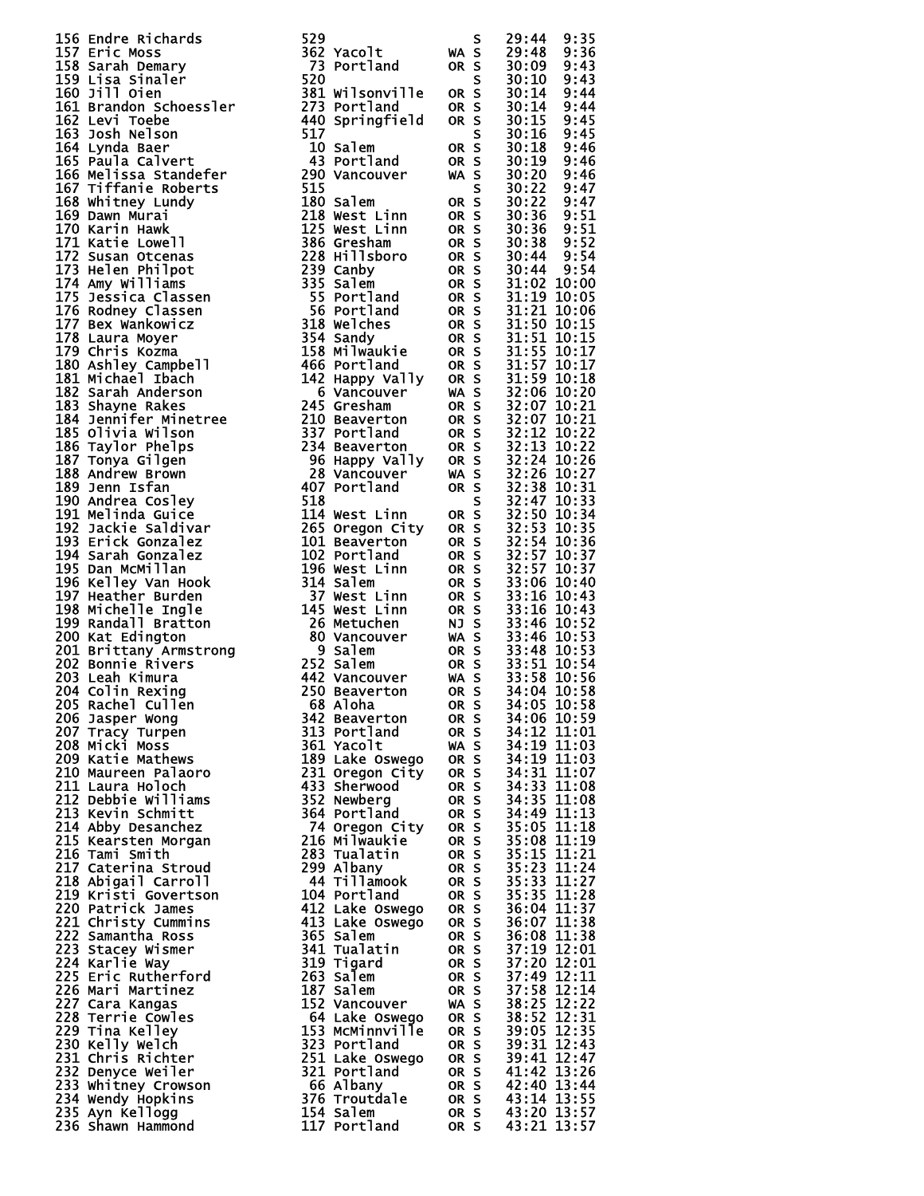```
156 Endre Richards           529                    S    29:44  9:35
157 Eric Moss                362 Yacolt        WA S    29:48  9:36
158 Sarah Demary              73 Portland      OR S    30:09  9:43
159 Lisa Sinaler             520                    S    30:10  9:43
160 Jill Oien                381 Wilsonville   OR S    30:14  9:44
161 Brandon Schoessler       273 Portland      OR S    30:14  9:44
162 Levi Toebe               440 Springfield   OR S    30:15  9:45
163 Josh Nelson              517                    S    30:16  9:45
164 Lynda Baer                10 Salem         OR S    30:18  9:46
165 Paula Calvert             43 Portland      OR S    30:19  9:46
166 Melissa Standefer        290 Vancouver     WA S    30:20  9:46
167 Tiffanie Roberts         515                    S    30:22  9:47
168 Whitney Lundy            180 Salem         OR S    30:22  9:47
169 Dawn Murai               218 West Linn     OR S    30:36  9:51
170 Karin Hawk               125 West Linn     OR S    30:36  9:51
171 Katie Lowell             386 Gresham       OR S    30:38  9:52
172 Susan Otcenas            228 Hillsboro     OR S    30:44  9:54
173 Helen Philpot            239 Canby         OR S    30:44  9:54
174 Amy Williams             335 Salem         OR S    31:02 10:00
175 Jessica Classen           55 Portland      OR S    31:19 10:05
176 Rodney Classen            56 Portland      OR S    31:21 10:06
177 Bex Wankowicz            318 Welches       OR S    31:50 10:15
178 Laura Moyer              354 Sandy         OR S    31:51 10:15
179 Chris Kozma              158 Milwaukie     OR S    31:55 10:17
180 Ashley Campbell          466 Portland      OR S    31:57 10:17
181 Michael Ibach            142 Happy Vally   OR S    31:59 10:18
182 Sarah Anderson             6 Vancouver     WA S    32:06 10:20
183 Shayne Rakes             245 Gresham       OR S    32:07 10:21
184 Jennifer Minetree        210 Beaverton     OR S    32:07 10:21
185 Olivia Wilson            337 Portland      OR S    32:12 10:22
186 Taylor Phelps            234 Beaverton     OR S    32:13 10:22
187 Tonya Gilgen              96 Happy Vally   OR S    32:24 10:26
188 Andrew Brown              28 Vancouver     WA S    32:26 10:27
189 Jenn Isfan               407 Portland      OR S    32:38 10:31
190 Andrea Cosley            518                    S    32:47 10:33
191 Melinda Guice            114 West Linn     OR S    32:50 10:34
192 Jackie Saldivar          265 Oregon City   OR S    32:53 10:35
193 Erick Gonzalez           101 Beaverton     OR S    32:54 10:36
194 Sarah Gonzalez           102 Portland      OR S    32:57 10:37
195 Dan McMillan             196 West Linn     OR S    32:57 10:37
196 Kelley Van Hook          314 Salem         OR S    33:06 10:40
197 Heather Burden            37 West Linn     OR S    33:16 10:43
198 Michelle Ingle           145 West Linn     OR S    33:16 10:43
199 Randall Bratton           26 Metuchen      NJ S    33:46 10:52
200 Kat Edington              80 Vancouver     WA S    33:46 10:53
201 Brittany Armstrong         9 Salem         OR S    33:48 10:53
202 Bonnie Rivers            252 Salem         OR S    33:51 10:54
203 Leah Kimura              442 Vancouver     WA S    33:58 10:56
204 Colin Rexing             250 Beaverton     OR S    34:04 10:58
205 Rachel Cullen             68 Aloha         OR S    34:05 10:58
206 Jasper Wong              342 Beaverton     OR S    34:06 10:59
207 Tracy Turpen             313 Portland      OR S    34:12 11:01
208 Micki Moss               361 Yacolt        WA S    34:19 11:03
209 Katie Mathews            189 Lake Oswego   OR S    34:19 11:03
210 Maureen Palaoro          231 Oregon City   OR S    34:31 11:07
211 Laura Holoch             433 Sherwood      OR S    34:33 11:08
212 Debbie Williams          352 Newberg       OR S    34:35 11:08
213 Kevin Schmitt            364 Portland      OR S    34:49 11:13
214 Abby Desanchez            74 Oregon City   OR S    35:05 11:18
215 Kearsten Morgan          216 Milwaukie     OR S    35:08 11:19
216 Tami Smith               283 Tualatin      OR S    35:15 11:21
217 Caterina Stroud          299 Albany        OR S    35:23 11:24
218 Abigail Carroll           44 Tillamook     OR S    35:33 11:27
219 Kristi Govertson         104 Portland      OR S    35:35 11:28
220 Patrick James            412 Lake Oswego   OR S    36:04 11:37
221 Christy Cummins          413 Lake Oswego   OR S    36:07 11:38
222 Samantha Ross            365 Salem         OR S    36:08 11:38
223 Stacey Wismer            341 Tualatin      OR S    37:19 12:01
224 Karlie Way               319 Tigard        OR S    37:20 12:01
225 Eric Rutherford          263 Salem         OR S    37:49 12:11
226 Mari Martinez            187 Salem         OR S    37:58 12:14
227 Cara Kangas              152 Vancouver     WA S    38:25 12:22
228 Terrie Cowles             64 Lake Oswego   OR S    38:52 12:31
229 Tina Kelley              153 McMinnville   OR S    39:05 12:35
230 Kelly Welch              323 Portland      OR S    39:31 12:43
231 Chris Richter            251 Lake Oswego   OR S    39:41 12:47
232 Denyce Weiler            321 Portland      OR S    41:42 13:26
233 Whitney Crowson           66 Albany        OR S    42:40 13:44
234 Wendy Hopkins            376 Troutdale     OR S    43:14 13:55
235 Ayn Kellogg              154 Salem         OR S    43:20 13:57
236 Shawn Hammond            117 Portland      OR S    43:21 13:57
```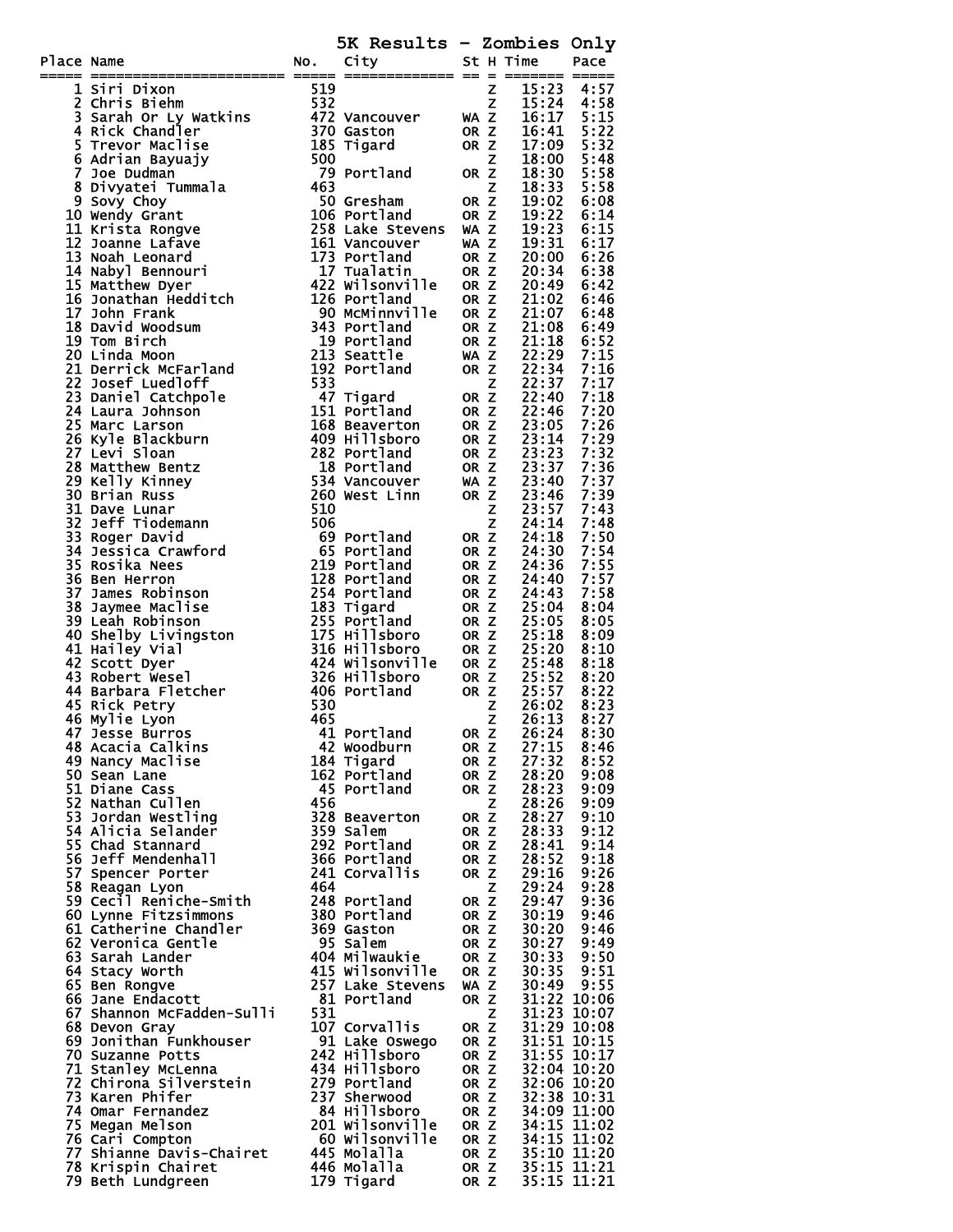# 5K Results - Zombies Only

| Place | Name | No. | City | St | H | Time | Pace |
|---|---|---|---|---|---|---|---|
| 1 | Siri Dixon | 519 | | | Z | 15:23 | 4:57 |
| 2 | Chris Biehm | 532 | | | Z | 15:24 | 4:58 |
| 3 | Sarah Or Ly Watkins | 472 | Vancouver | WA | Z | 16:17 | 5:15 |
| 4 | Rick Chandler | 370 | Gaston | OR | Z | 16:41 | 5:22 |
| 5 | Trevor Maclise | 185 | Tigard | OR | Z | 17:09 | 5:32 |
| 6 | Adrian Bayuajy | 500 | | | Z | 18:00 | 5:48 |
| 7 | Joe Dudman | 79 | Portland | OR | Z | 18:30 | 5:58 |
| 8 | Divyatei Tummala | 463 | | | Z | 18:33 | 5:58 |
| 9 | Sovy Choy | 50 | Gresham | OR | Z | 19:02 | 6:08 |
| 10 | Wendy Grant | 106 | Portland | OR | Z | 19:22 | 6:14 |
| 11 | Krista Rongve | 258 | Lake Stevens | WA | Z | 19:23 | 6:15 |
| 12 | Joanne Lafave | 161 | Vancouver | WA | Z | 19:31 | 6:17 |
| 13 | Noah Leonard | 173 | Portland | OR | Z | 20:00 | 6:26 |
| 14 | Nabyl Bennouri | 17 | Tualatin | OR | Z | 20:34 | 6:38 |
| 15 | Matthew Dyer | 422 | Wilsonville | OR | Z | 20:49 | 6:42 |
| 16 | Jonathan Hedditch | 126 | Portland | OR | Z | 21:02 | 6:46 |
| 17 | John Frank | 90 | McMinnville | OR | Z | 21:07 | 6:48 |
| 18 | David Woodsum | 343 | Portland | OR | Z | 21:08 | 6:49 |
| 19 | Tom Birch | 19 | Portland | OR | Z | 21:18 | 6:52 |
| 20 | Linda Moon | 213 | Seattle | WA | Z | 22:29 | 7:15 |
| 21 | Derrick McFarland | 192 | Portland | OR | Z | 22:34 | 7:16 |
| 22 | Josef Luedloff | 533 | | | Z | 22:37 | 7:17 |
| 23 | Daniel Catchpole | 47 | Tigard | OR | Z | 22:40 | 7:18 |
| 24 | Laura Johnson | 151 | Portland | OR | Z | 22:46 | 7:20 |
| 25 | Marc Larson | 168 | Beaverton | OR | Z | 23:05 | 7:26 |
| 26 | Kyle Blackburn | 409 | Hillsboro | OR | Z | 23:14 | 7:29 |
| 27 | Levi Sloan | 282 | Portland | OR | Z | 23:23 | 7:32 |
| 28 | Matthew Bentz | 18 | Portland | OR | Z | 23:37 | 7:36 |
| 29 | Kelly Kinney | 534 | Vancouver | WA | Z | 23:40 | 7:37 |
| 30 | Brian Russ | 260 | West Linn | OR | Z | 23:46 | 7:39 |
| 31 | Dave Lunar | 510 | | | Z | 23:57 | 7:43 |
| 32 | Jeff Tiodemann | 506 | | | Z | 24:14 | 7:48 |
| 33 | Roger David | 69 | Portland | OR | Z | 24:18 | 7:50 |
| 34 | Jessica Crawford | 65 | Portland | OR | Z | 24:30 | 7:54 |
| 35 | Rosika Nees | 219 | Portland | OR | Z | 24:36 | 7:55 |
| 36 | Ben Herron | 128 | Portland | OR | Z | 24:40 | 7:57 |
| 37 | James Robinson | 254 | Portland | OR | Z | 24:43 | 7:58 |
| 38 | Jaymee Maclise | 183 | Tigard | OR | Z | 25:04 | 8:04 |
| 39 | Leah Robinson | 255 | Portland | OR | Z | 25:05 | 8:05 |
| 40 | Shelby Livingston | 175 | Hillsboro | OR | Z | 25:18 | 8:09 |
| 41 | Hailey Vial | 316 | Hillsboro | OR | Z | 25:20 | 8:10 |
| 42 | Scott Dyer | 424 | Wilsonville | OR | Z | 25:48 | 8:18 |
| 43 | Robert Wesel | 326 | Hillsboro | OR | Z | 25:52 | 8:20 |
| 44 | Barbara Fletcher | 406 | Portland | OR | Z | 25:57 | 8:22 |
| 45 | Rick Petry | 530 | | | Z | 26:02 | 8:23 |
| 46 | Mylie Lyon | 465 | | | Z | 26:13 | 8:27 |
| 47 | Jesse Burros | 41 | Portland | OR | Z | 26:24 | 8:30 |
| 48 | Acacia Calkins | 42 | Woodburn | OR | Z | 27:15 | 8:46 |
| 49 | Nancy Maclise | 184 | Tigard | OR | Z | 27:32 | 8:52 |
| 50 | Sean Lane | 162 | Portland | OR | Z | 28:20 | 9:08 |
| 51 | Diane Cass | 45 | Portland | OR | Z | 28:23 | 9:09 |
| 52 | Nathan Cullen | 456 | | | Z | 28:26 | 9:09 |
| 53 | Jordan Westling | 328 | Beaverton | OR | Z | 28:27 | 9:10 |
| 54 | Alicia Selander | 359 | Salem | OR | Z | 28:33 | 9:12 |
| 55 | Chad Stannard | 292 | Portland | OR | Z | 28:41 | 9:14 |
| 56 | Jeff Mendenhall | 366 | Portland | OR | Z | 28:52 | 9:18 |
| 57 | Spencer Porter | 241 | Corvallis | OR | Z | 29:16 | 9:26 |
| 58 | Reagan Lyon | 464 | | | Z | 29:24 | 9:28 |
| 59 | Cecil Reniche-Smith | 248 | Portland | OR | Z | 29:47 | 9:36 |
| 60 | Lynne Fitzsimmons | 380 | Portland | OR | Z | 30:19 | 9:46 |
| 61 | Catherine Chandler | 369 | Gaston | OR | Z | 30:20 | 9:46 |
| 62 | Veronica Gentle | 95 | Salem | OR | Z | 30:27 | 9:49 |
| 63 | Sarah Lander | 404 | Milwaukie | OR | Z | 30:33 | 9:50 |
| 64 | Stacy Worth | 415 | Wilsonville | OR | Z | 30:35 | 9:51 |
| 65 | Ben Rongve | 257 | Lake Stevens | WA | Z | 30:49 | 9:55 |
| 66 | Jane Endacott | 81 | Portland | OR | Z | 31:22 | 10:06 |
| 67 | Shannon McFadden-Sulli | 531 | | | Z | 31:23 | 10:07 |
| 68 | Devon Gray | 107 | Corvallis | OR | Z | 31:29 | 10:08 |
| 69 | Jonithan Funkhouser | 91 | Lake Oswego | OR | Z | 31:51 | 10:15 |
| 70 | Suzanne Potts | 242 | Hillsboro | OR | Z | 31:55 | 10:17 |
| 71 | Stanley McLenna | 434 | Hillsboro | OR | Z | 32:04 | 10:20 |
| 72 | Chirona Silverstein | 279 | Portland | OR | Z | 32:06 | 10:20 |
| 73 | Karen Phifer | 237 | Sherwood | OR | Z | 32:38 | 10:31 |
| 74 | Omar Fernandez | 84 | Hillsboro | OR | Z | 34:09 | 11:00 |
| 75 | Megan Melson | 201 | Wilsonville | OR | Z | 34:15 | 11:02 |
| 76 | Cari Compton | 60 | Wilsonville | OR | Z | 34:15 | 11:02 |
| 77 | Shianne Davis-Chairet | 445 | Molalla | OR | Z | 35:10 | 11:20 |
| 78 | Krispin Chairet | 446 | Molalla | OR | Z | 35:15 | 11:21 |
| 79 | Beth Lundgreen | 179 | Tigard | OR | Z | 35:15 | 11:21 |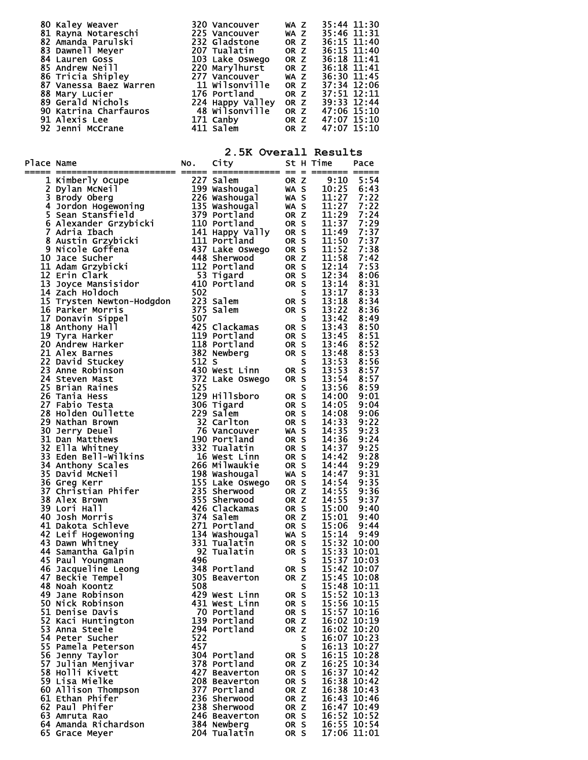| Place | Name | No. | City | St | H | Time | Pace |
|---|---|---|---|---|---|---|---|
| 80 | Kaley Weaver | 320 | Vancouver | WA | Z | 35:44 | 11:30 |
| 81 | Rayna Notareschi | 225 | Vancouver | WA | Z | 35:46 | 11:31 |
| 82 | Amanda Parulski | 232 | Gladstone | OR | Z | 36:15 | 11:40 |
| 83 | Dawnell Meyer | 207 | Tualatin | OR | Z | 36:15 | 11:40 |
| 84 | Lauren Goss | 103 | Lake Oswego | OR | Z | 36:18 | 11:41 |
| 85 | Andrew Neill | 220 | Marylhurst | OR | Z | 36:18 | 11:41 |
| 86 | Tricia Shipley | 277 | Vancouver | WA | Z | 36:30 | 11:45 |
| 87 | Vanessa Baez Warren | 11 | Wilsonville | OR | Z | 37:34 | 12:06 |
| 88 | Mary Lucier | 176 | Portland | OR | Z | 37:51 | 12:11 |
| 89 | Gerald Nichols | 224 | Happy Valley | OR | Z | 39:33 | 12:44 |
| 90 | Katrina Charfauros | 48 | Wilsonville | OR | Z | 47:06 | 15:10 |
| 91 | Alexis Lee | 171 | Canby | OR | Z | 47:07 | 15:10 |
| 92 | Jenni McCrane | 411 | Salem | OR | Z | 47:07 | 15:10 |

## 2.5K Overall Results

| Place | Name | No. | City | St | H | Time | Pace |
|---|---|---|---|---|---|---|---|
| 1 | Kimberly Ocupe | 227 | Salem | OR | Z | 9:10 | 5:54 |
| 2 | Dylan McNeil | 199 | Washougal | WA | S | 10:25 | 6:43 |
| 3 | Brody Oberg | 226 | Washougal | WA | S | 11:27 | 7:22 |
| 4 | Jordon Hogewoning | 135 | Washougal | WA | S | 11:27 | 7:22 |
| 5 | Sean Stansfield | 379 | Portland | OR | Z | 11:29 | 7:24 |
| 6 | Alexander Grzybicki | 110 | Portland | OR | S | 11:37 | 7:29 |
| 7 | Adria Ibach | 141 | Happy Vally | OR | S | 11:49 | 7:37 |
| 8 | Austin Grzybicki | 111 | Portland | OR | S | 11:50 | 7:37 |
| 9 | Nicole Goffena | 437 | Lake Oswego | OR | S | 11:52 | 7:38 |
| 10 | Jace Sucher | 448 | Sherwood | OR | Z | 11:58 | 7:42 |
| 11 | Adam Grzybicki | 112 | Portland | OR | S | 12:14 | 7:53 |
| 12 | Erin Clark | 53 | Tigard | OR | S | 12:34 | 8:06 |
| 13 | Joyce Mansisidor | 410 | Portland | OR | S | 13:14 | 8:31 |
| 14 | Zach Holdoch | 502 | | | S | 13:17 | 8:33 |
| 15 | Trysten Newton-Hodgdon | 223 | Salem | OR | S | 13:18 | 8:34 |
| 16 | Parker Morris | 375 | Salem | OR | S | 13:22 | 8:36 |
| 17 | Donavin Sippel | 507 | | | S | 13:42 | 8:49 |
| 18 | Anthony Hall | 425 | Clackamas | OR | S | 13:43 | 8:50 |
| 19 | Tyra Harker | 119 | Portland | OR | S | 13:45 | 8:51 |
| 20 | Andrew Harker | 118 | Portland | OR | S | 13:46 | 8:52 |
| 21 | Alex Barnes | 382 | Newberg | OR | S | 13:48 | 8:53 |
| 22 | David Stuckey | 512 | S | | S | 13:53 | 8:56 |
| 23 | Anne Robinson | 430 | West Linn | OR | S | 13:53 | 8:57 |
| 24 | Steven Mast | 372 | Lake Oswego | OR | S | 13:54 | 8:57 |
| 25 | Brian Raines | 525 | | | S | 13:56 | 8:59 |
| 26 | Tania Hess | 129 | Hillsboro | OR | S | 14:00 | 9:01 |
| 27 | Fabio Testa | 306 | Tigard | OR | S | 14:05 | 9:04 |
| 28 | Holden Oullette | 229 | Salem | OR | S | 14:08 | 9:06 |
| 29 | Nathan Brown | 32 | Carlton | OR | S | 14:33 | 9:22 |
| 30 | Jerry Deuel | 76 | Vancouver | WA | S | 14:35 | 9:23 |
| 31 | Dan Matthews | 190 | Portland | OR | S | 14:36 | 9:24 |
| 32 | Ella Whitney | 332 | Tualatin | OR | S | 14:37 | 9:25 |
| 33 | Eden Bell-Wilkins | 16 | West Linn | OR | S | 14:42 | 9:28 |
| 34 | Anthony Scales | 266 | Milwaukie | OR | S | 14:44 | 9:29 |
| 35 | David McNeil | 198 | Washougal | WA | S | 14:47 | 9:31 |
| 36 | Greg Kerr | 155 | Lake Oswego | OR | S | 14:54 | 9:35 |
| 37 | Christian Phifer | 235 | Sherwood | OR | Z | 14:55 | 9:36 |
| 38 | Alex Brown | 355 | Sherwood | OR | Z | 14:55 | 9:37 |
| 39 | Lori Hall | 426 | Clackamas | OR | S | 15:00 | 9:40 |
| 40 | Josh Morris | 374 | Salem | OR | Z | 15:01 | 9:40 |
| 41 | Dakota Schleve | 271 | Portland | OR | S | 15:06 | 9:44 |
| 42 | Leif Hogewoning | 134 | Washougal | WA | S | 15:14 | 9:49 |
| 43 | Dawn Whitney | 331 | Tualatin | OR | S | 15:32 | 10:00 |
| 44 | Samantha Galpin | 92 | Tualatin | OR | S | 15:33 | 10:01 |
| 45 | Paul Youngman | 496 | | | S | 15:37 | 10:03 |
| 46 | Jacqueline Leong | 348 | Portland | OR | S | 15:42 | 10:07 |
| 47 | Beckie Tempel | 305 | Beaverton | OR | Z | 15:45 | 10:08 |
| 48 | Noah Koontz | 508 | | | S | 15:48 | 10:11 |
| 49 | Jane Robinson | 429 | West Linn | OR | S | 15:52 | 10:13 |
| 50 | Nick Robinson | 431 | West Linn | OR | S | 15:56 | 10:15 |
| 51 | Denise Davis | 70 | Portland | OR | S | 15:57 | 10:16 |
| 52 | Kaci Huntington | 139 | Portland | OR | Z | 16:02 | 10:19 |
| 53 | Anna Steele | 294 | Portland | OR | Z | 16:02 | 10:20 |
| 54 | Peter Sucher | 522 | | | S | 16:07 | 10:23 |
| 55 | Pamela Peterson | 457 | | | S | 16:13 | 10:27 |
| 56 | Jenny Taylor | 304 | Portland | OR | S | 16:15 | 10:28 |
| 57 | Julian Menjivar | 378 | Portland | OR | Z | 16:25 | 10:34 |
| 58 | Holli Kivett | 427 | Beaverton | OR | S | 16:37 | 10:42 |
| 59 | Lisa Mielke | 208 | Beaverton | OR | S | 16:38 | 10:42 |
| 60 | Allison Thompson | 377 | Portland | OR | Z | 16:38 | 10:43 |
| 61 | Ethan Phifer | 236 | Sherwood | OR | Z | 16:43 | 10:46 |
| 62 | Paul Phifer | 238 | Sherwood | OR | Z | 16:47 | 10:49 |
| 63 | Amruta Rao | 246 | Beaverton | OR | S | 16:52 | 10:52 |
| 64 | Amanda Richardson | 384 | Newberg | OR | S | 16:55 | 10:54 |
| 65 | Grace Meyer | 204 | Tualatin | OR | S | 17:06 | 11:01 |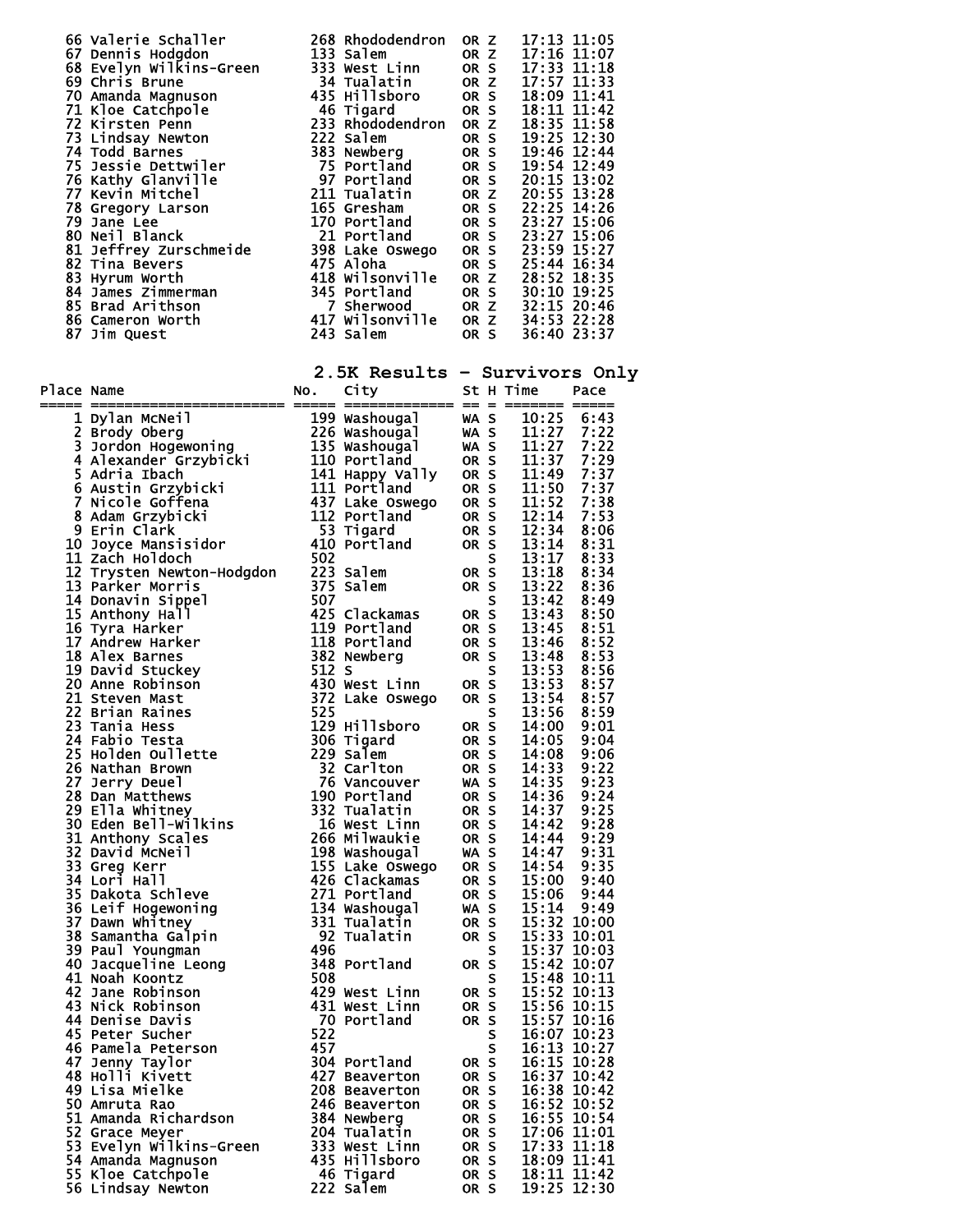| Place | Name | No. | City | St | H | Time | Pace |
|---|---|---|---|---|---|---|---|
| 66 | Valerie Schaller | 268 | Rhododendron | OR | Z | 17:13 | 11:05 |
| 67 | Dennis Hodgdon | 133 | Salem | OR | Z | 17:16 | 11:07 |
| 68 | Evelyn Wilkins-Green | 333 | West Linn | OR | S | 17:33 | 11:18 |
| 69 | Chris Brune | 34 | Tualatin | OR | Z | 17:57 | 11:33 |
| 70 | Amanda Magnuson | 435 | Hillsboro | OR | S | 18:09 | 11:41 |
| 71 | Kloe Catchpole | 46 | Tigard | OR | S | 18:11 | 11:42 |
| 72 | Kirsten Penn | 233 | Rhododendron | OR | Z | 18:35 | 11:58 |
| 73 | Lindsay Newton | 222 | Salem | OR | S | 19:25 | 12:30 |
| 74 | Todd Barnes | 383 | Newberg | OR | S | 19:46 | 12:44 |
| 75 | Jessie Dettwiler | 75 | Portland | OR | S | 19:54 | 12:49 |
| 76 | Kathy Glanville | 97 | Portland | OR | S | 20:15 | 13:02 |
| 77 | Kevin Mitchel | 211 | Tualatin | OR | Z | 20:55 | 13:28 |
| 78 | Gregory Larson | 165 | Gresham | OR | S | 22:25 | 14:26 |
| 79 | Jane Lee | 170 | Portland | OR | S | 23:27 | 15:06 |
| 80 | Neil Blanck | 21 | Portland | OR | S | 23:27 | 15:06 |
| 81 | Jeffrey Zurschmeide | 398 | Lake Oswego | OR | S | 23:59 | 15:27 |
| 82 | Tina Bevers | 475 | Aloha | OR | S | 25:44 | 16:34 |
| 83 | Hyrum Worth | 418 | Wilsonville | OR | Z | 28:52 | 18:35 |
| 84 | James Zimmerman | 345 | Portland | OR | S | 30:10 | 19:25 |
| 85 | Brad Arithson | 7 | Sherwood | OR | Z | 32:15 | 20:46 |
| 86 | Cameron Worth | 417 | Wilsonville | OR | Z | 34:53 | 22:28 |
| 87 | Jim Quest | 243 | Salem | OR | S | 36:40 | 23:37 |

## 2.5K Results - Survivors Only

| Place | Name | No. | City | St | H | Time | Pace |
|---|---|---|---|---|---|---|---|
| 1 | Dylan McNeil | 199 | Washougal | WA | S | 10:25 | 6:43 |
| 2 | Brody Oberg | 226 | Washougal | WA | S | 11:27 | 7:22 |
| 3 | Jordon Hogewoning | 135 | Washougal | WA | S | 11:27 | 7:22 |
| 4 | Alexander Grzybicki | 110 | Portland | OR | S | 11:37 | 7:29 |
| 5 | Adria Ibach | 141 | Happy Vally | OR | S | 11:49 | 7:37 |
| 6 | Austin Grzybicki | 111 | Portland | OR | S | 11:50 | 7:37 |
| 7 | Nicole Goffena | 437 | Lake Oswego | OR | S | 11:52 | 7:38 |
| 8 | Adam Grzybicki | 112 | Portland | OR | S | 12:14 | 7:53 |
| 9 | Erin Clark | 53 | Tigard | OR | S | 12:34 | 8:06 |
| 10 | Joyce Mansisidor | 410 | Portland | OR | S | 13:14 | 8:31 |
| 11 | Zach Holdoch | 502 | | | S | 13:17 | 8:33 |
| 12 | Trysten Newton-Hodgdon | 223 | Salem | OR | S | 13:18 | 8:34 |
| 13 | Parker Morris | 375 | Salem | OR | S | 13:22 | 8:36 |
| 14 | Donavin Sippel | 507 | | | S | 13:42 | 8:49 |
| 15 | Anthony Hall | 425 | Clackamas | OR | S | 13:43 | 8:50 |
| 16 | Tyra Harker | 119 | Portland | OR | S | 13:45 | 8:51 |
| 17 | Andrew Harker | 118 | Portland | OR | S | 13:46 | 8:52 |
| 18 | Alex Barnes | 382 | Newberg | OR | S | 13:48 | 8:53 |
| 19 | David Stuckey | 512 | S | | S | 13:53 | 8:56 |
| 20 | Anne Robinson | 430 | West Linn | OR | S | 13:53 | 8:57 |
| 21 | Steven Mast | 372 | Lake Oswego | OR | S | 13:54 | 8:57 |
| 22 | Brian Raines | 525 | | | S | 13:56 | 8:59 |
| 23 | Tania Hess | 129 | Hillsboro | OR | S | 14:00 | 9:01 |
| 24 | Fabio Testa | 306 | Tigard | OR | S | 14:05 | 9:04 |
| 25 | Holden Oullette | 229 | Salem | OR | S | 14:08 | 9:06 |
| 26 | Nathan Brown | 32 | Carlton | OR | S | 14:33 | 9:22 |
| 27 | Jerry Deuel | 76 | Vancouver | WA | S | 14:35 | 9:23 |
| 28 | Dan Matthews | 190 | Portland | OR | S | 14:36 | 9:24 |
| 29 | Ella Whitney | 332 | Tualatin | OR | S | 14:37 | 9:25 |
| 30 | Eden Bell-Wilkins | 16 | West Linn | OR | S | 14:42 | 9:28 |
| 31 | Anthony Scales | 266 | Milwaukie | OR | S | 14:44 | 9:29 |
| 32 | David McNeil | 198 | Washougal | WA | S | 14:47 | 9:31 |
| 33 | Greg Kerr | 155 | Lake Oswego | OR | S | 14:54 | 9:35 |
| 34 | Lori Hall | 426 | Clackamas | OR | S | 15:00 | 9:40 |
| 35 | Dakota Schleve | 271 | Portland | OR | S | 15:06 | 9:44 |
| 36 | Leif Hogewoning | 134 | Washougal | WA | S | 15:14 | 9:49 |
| 37 | Dawn Whitney | 331 | Tualatin | OR | S | 15:32 | 10:00 |
| 38 | Samantha Galpin | 92 | Tualatin | OR | S | 15:33 | 10:01 |
| 39 | Paul Youngman | 496 | | | S | 15:37 | 10:03 |
| 40 | Jacqueline Leong | 348 | Portland | OR | S | 15:42 | 10:07 |
| 41 | Noah Koontz | 508 | | | S | 15:48 | 10:11 |
| 42 | Jane Robinson | 429 | West Linn | OR | S | 15:52 | 10:13 |
| 43 | Nick Robinson | 431 | West Linn | OR | S | 15:56 | 10:15 |
| 44 | Denise Davis | 70 | Portland | OR | S | 15:57 | 10:16 |
| 45 | Peter Sucher | 522 | | | S | 16:07 | 10:23 |
| 46 | Pamela Peterson | 457 | | | S | 16:13 | 10:27 |
| 47 | Jenny Taylor | 304 | Portland | OR | S | 16:15 | 10:28 |
| 48 | Holli Kivett | 427 | Beaverton | OR | S | 16:37 | 10:42 |
| 49 | Lisa Mielke | 208 | Beaverton | OR | S | 16:38 | 10:42 |
| 50 | Amruta Rao | 246 | Beaverton | OR | S | 16:52 | 10:52 |
| 51 | Amanda Richardson | 384 | Newberg | OR | S | 16:55 | 10:54 |
| 52 | Grace Meyer | 204 | Tualatin | OR | S | 17:06 | 11:01 |
| 53 | Evelyn Wilkins-Green | 333 | West Linn | OR | S | 17:33 | 11:18 |
| 54 | Amanda Magnuson | 435 | Hillsboro | OR | S | 18:09 | 11:41 |
| 55 | Kloe Catchpole | 46 | Tigard | OR | S | 18:11 | 11:42 |
| 56 | Lindsay Newton | 222 | Salem | OR | S | 19:25 | 12:30 |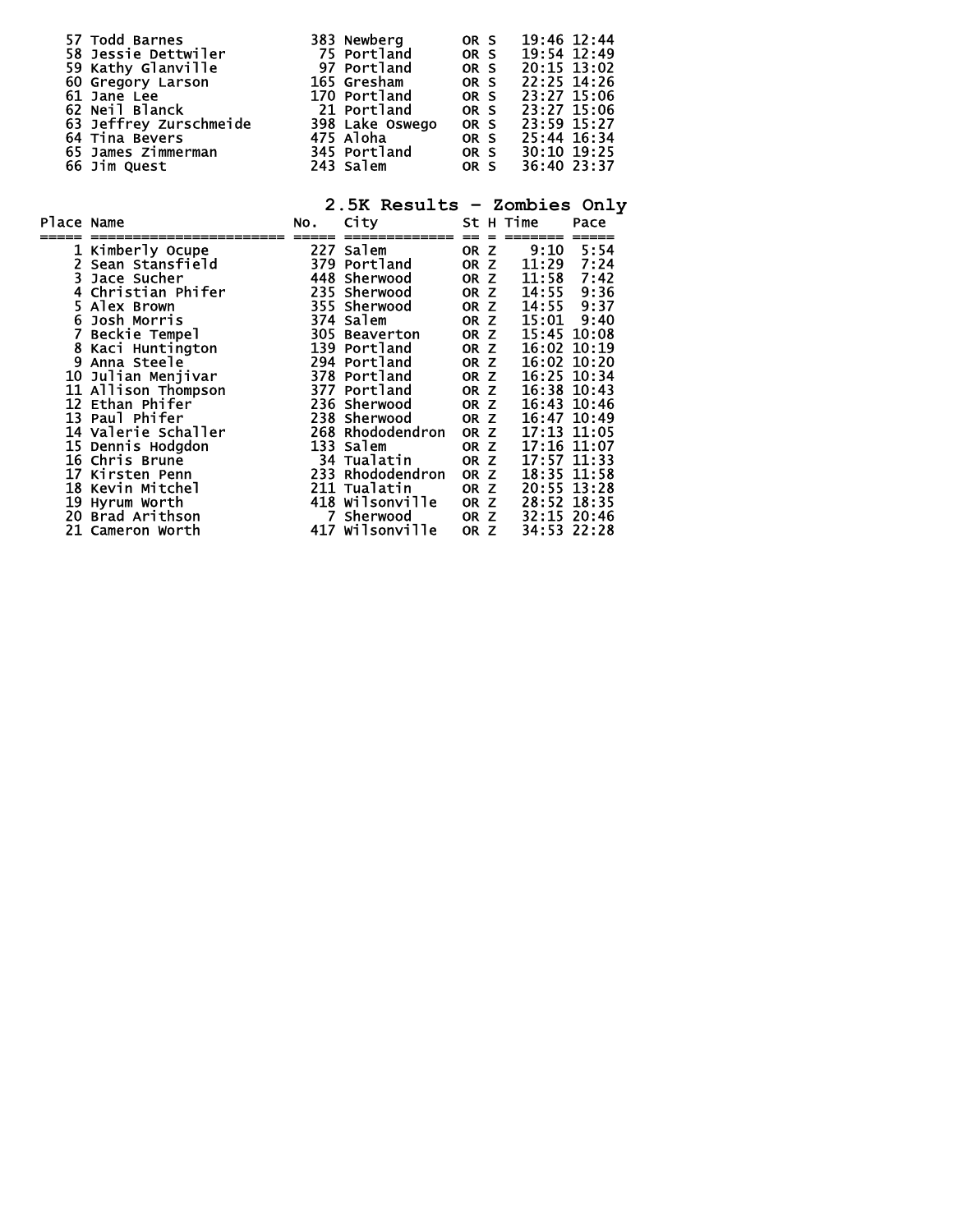| | | | | | | | |
|---|---|---|---|---|---|---|---|
| 57 | Todd Barnes | 383 | Newberg | OR | S | 19:46 | 12:44 |
| 58 | Jessie Dettwiler | 75 | Portland | OR | S | 19:54 | 12:49 |
| 59 | Kathy Glanville | 97 | Portland | OR | S | 20:15 | 13:02 |
| 60 | Gregory Larson | 165 | Gresham | OR | S | 22:25 | 14:26 |
| 61 | Jane Lee | 170 | Portland | OR | S | 23:27 | 15:06 |
| 62 | Neil Blanck | 21 | Portland | OR | S | 23:27 | 15:06 |
| 63 | Jeffrey Zurschmeide | 398 | Lake Oswego | OR | S | 23:59 | 15:27 |
| 64 | Tina Bevers | 475 | Aloha | OR | S | 25:44 | 16:34 |
| 65 | James Zimmerman | 345 | Portland | OR | S | 30:10 | 19:25 |
| 66 | Jim Quest | 243 | Salem | OR | S | 36:40 | 23:37 |

## 2.5K Results - Zombies Only

| Place | Name | No. | City | St | H | Time | Pace |
|---|---|---|---|---|---|---|---|
| 1 | Kimberly Ocupe | 227 | Salem | OR | Z | 9:10 | 5:54 |
| 2 | Sean Stansfield | 379 | Portland | OR | Z | 11:29 | 7:24 |
| 3 | Jace Sucher | 448 | Sherwood | OR | Z | 11:58 | 7:42 |
| 4 | Christian Phifer | 235 | Sherwood | OR | Z | 14:55 | 9:36 |
| 5 | Alex Brown | 355 | Sherwood | OR | Z | 14:55 | 9:37 |
| 6 | Josh Morris | 374 | Salem | OR | Z | 15:01 | 9:40 |
| 7 | Beckie Tempel | 305 | Beaverton | OR | Z | 15:45 | 10:08 |
| 8 | Kaci Huntington | 139 | Portland | OR | Z | 16:02 | 10:19 |
| 9 | Anna Steele | 294 | Portland | OR | Z | 16:02 | 10:20 |
| 10 | Julian Menjivar | 378 | Portland | OR | Z | 16:25 | 10:34 |
| 11 | Allison Thompson | 377 | Portland | OR | Z | 16:38 | 10:43 |
| 12 | Ethan Phifer | 236 | Sherwood | OR | Z | 16:43 | 10:46 |
| 13 | Paul Phifer | 238 | Sherwood | OR | Z | 16:47 | 10:49 |
| 14 | Valerie Schaller | 268 | Rhododendron | OR | Z | 17:13 | 11:05 |
| 15 | Dennis Hodgdon | 133 | Salem | OR | Z | 17:16 | 11:07 |
| 16 | Chris Brune | 34 | Tualatin | OR | Z | 17:57 | 11:33 |
| 17 | Kirsten Penn | 233 | Rhododendron | OR | Z | 18:35 | 11:58 |
| 18 | Kevin Mitchel | 211 | Tualatin | OR | Z | 20:55 | 13:28 |
| 19 | Hyrum Worth | 418 | Wilsonville | OR | Z | 28:52 | 18:35 |
| 20 | Brad Arithson | 7 | Sherwood | OR | Z | 32:15 | 20:46 |
| 21 | Cameron Worth | 417 | Wilsonville | OR | Z | 34:53 | 22:28 |